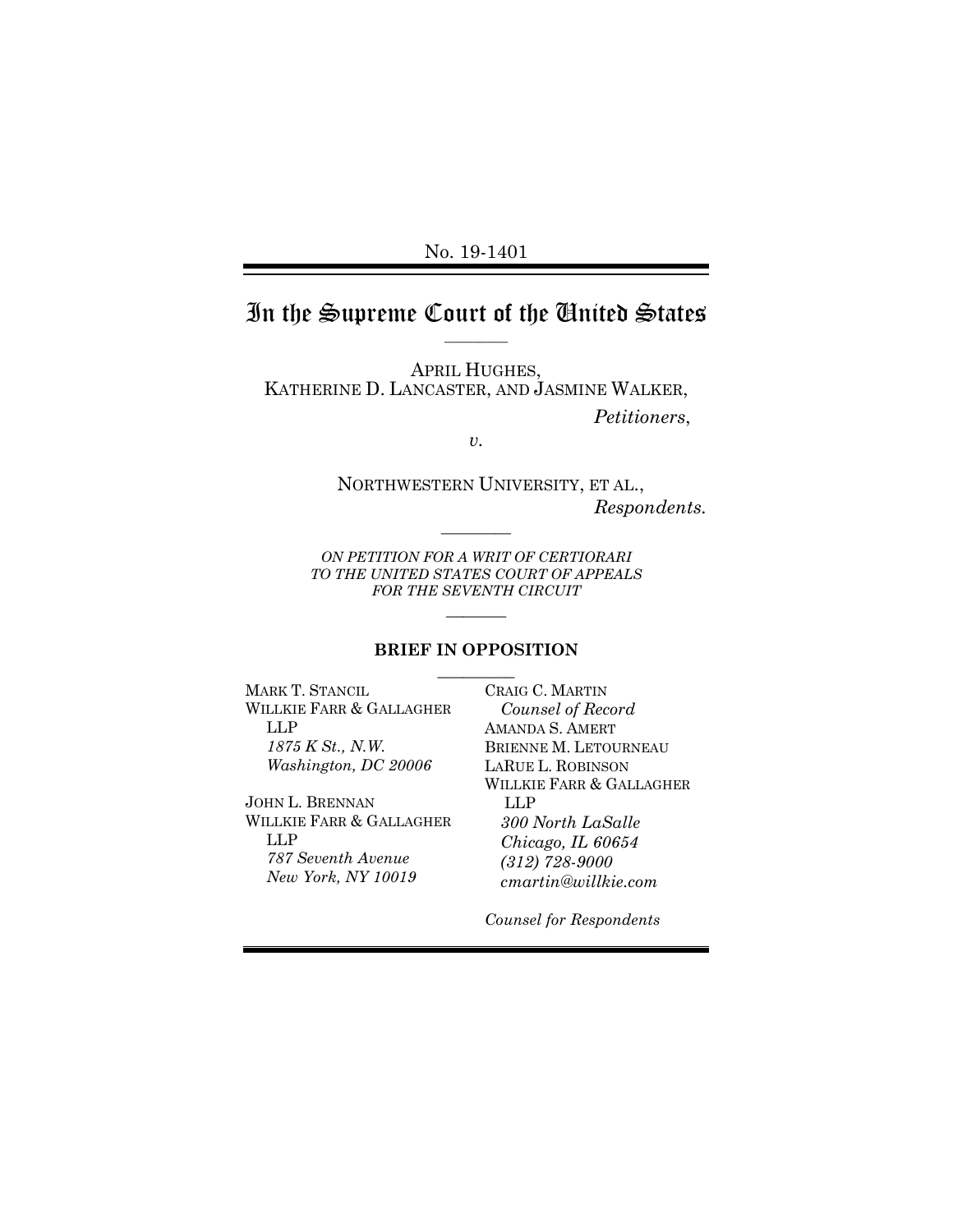No. 19-1401

# In the Supreme Court of the United States

APRIL HUGHES,
KATHERINE D. LANCASTER, AND JASMINE WALKER,

*Petitioners*,

*v.*

NORTHWESTERN UNIVERSITY, ET AL.,

*Respondents.*

*ON PETITION FOR A WRIT OF CERTIORARI TO THE UNITED STATES COURT OF APPEALS FOR THE SEVENTH CIRCUIT*

**BRIEF IN OPPOSITION**

MARK T. STANCIL
WILLKIE FARR & GALLAGHER LLP
*1875 K St., N.W.*
*Washington, DC 20006*

JOHN L. BRENNAN
WILLKIE FARR & GALLAGHER LLP
*787 Seventh Avenue*
*New York, NY 10019*

CRAIG C. MARTIN
*Counsel of Record*
AMANDA S. AMERT
BRIENNE M. LETOURNEAU
LARUE L. ROBINSON
WILLKIE FARR & GALLAGHER LLP
*300 North LaSalle*
*Chicago, IL 60654*
*(312) 728-9000*
*cmartin@willkie.com*

*Counsel for Respondents*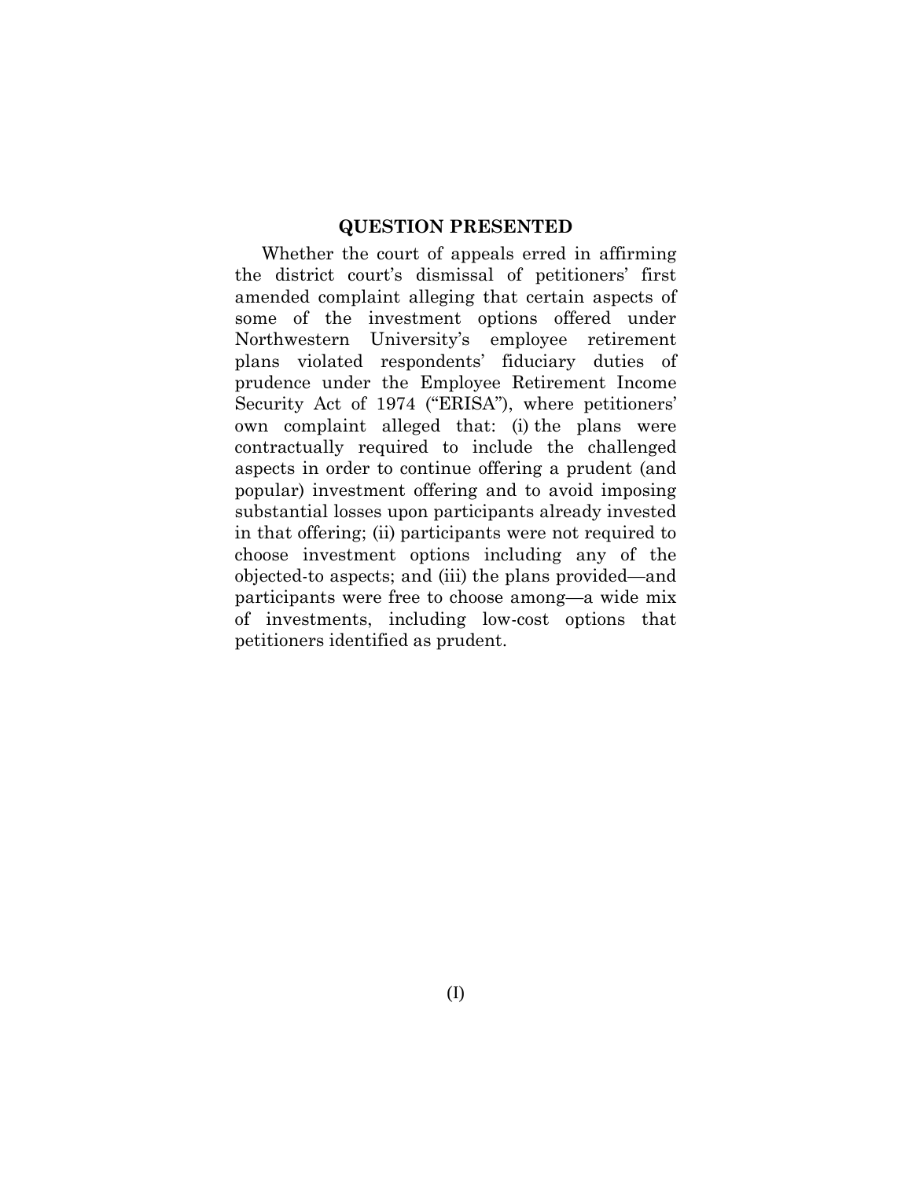## QUESTION PRESENTED

Whether the court of appeals erred in affirming the district court's dismissal of petitioners' first amended complaint alleging that certain aspects of some of the investment options offered under Northwestern University's employee retirement plans violated respondents' fiduciary duties of prudence under the Employee Retirement Income Security Act of 1974 ("ERISA"), where petitioners' own complaint alleged that: (i) the plans were contractually required to include the challenged aspects in order to continue offering a prudent (and popular) investment offering and to avoid imposing substantial losses upon participants already invested in that offering; (ii) participants were not required to choose investment options including any of the objected-to aspects; and (iii) the plans provided—and participants were free to choose among—a wide mix of investments, including low-cost options that petitioners identified as prudent.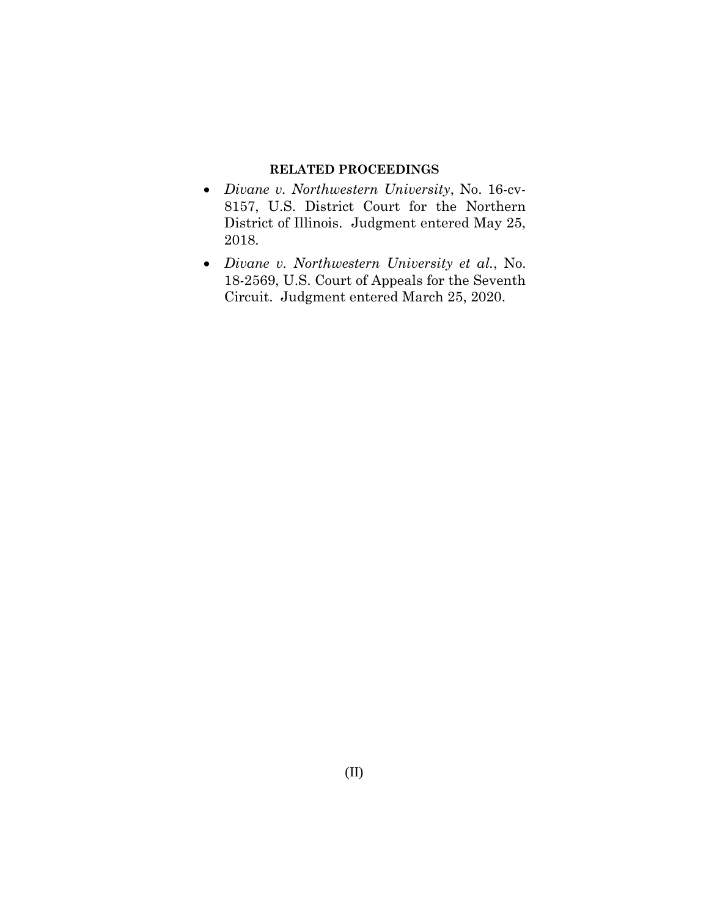## RELATED PROCEEDINGS

- *Divane v. Northwestern University*, No. 16-cv-8157, U.S. District Court for the Northern District of Illinois. Judgment entered May 25, 2018.
- *Divane v. Northwestern University et al.*, No. 18-2569, U.S. Court of Appeals for the Seventh Circuit. Judgment entered March 25, 2020.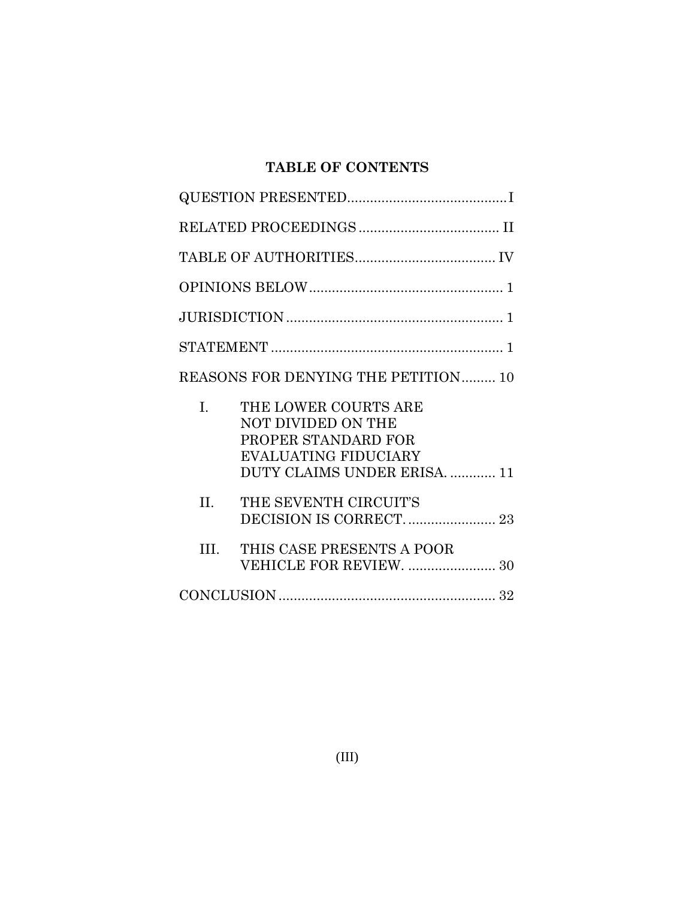# TABLE OF CONTENTS

| | |
|---|---|
| QUESTION PRESENTED | I |
| RELATED PROCEEDINGS | II |
| TABLE OF AUTHORITIES | IV |
| OPINIONS BELOW | 1 |
| JURISDICTION | 1 |
| STATEMENT | 1 |
| REASONS FOR DENYING THE PETITION | 10 |
| I. THE LOWER COURTS ARE NOT DIVIDED ON THE PROPER STANDARD FOR EVALUATING FIDUCIARY DUTY CLAIMS UNDER ERISA. | 11 |
| II. THE SEVENTH CIRCUIT'S DECISION IS CORRECT. | 23 |
| III. THIS CASE PRESENTS A POOR VEHICLE FOR REVIEW. | 30 |
| CONCLUSION | 32 |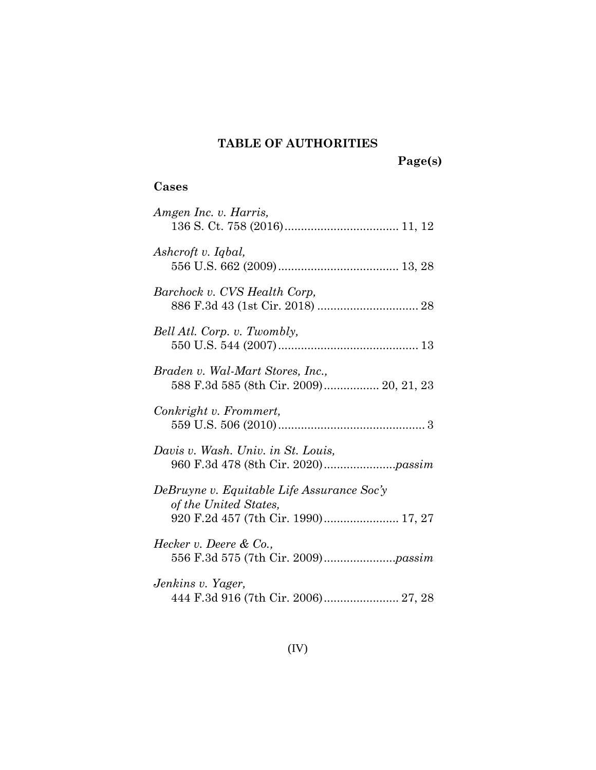## TABLE OF AUTHORITIES

**Page(s)**

### Cases

*Amgen Inc. v. Harris,*
136 S. Ct. 758 (2016).................................. 11, 12

*Ashcroft v. Iqbal,*
556 U.S. 662 (2009).................................... 13, 28

*Barchock v. CVS Health Corp,*
886 F.3d 43 (1st Cir. 2018) .............................. 28

*Bell Atl. Corp. v. Twombly,*
550 U.S. 544 (2007).......................................... 13

*Braden v. Wal-Mart Stores, Inc.,*
588 F.3d 585 (8th Cir. 2009)................. 20, 21, 23

*Conkright v. Frommert,*
559 U.S. 506 (2010)............................................ 3

*Davis v. Wash. Univ. in St. Louis,*
960 F.3d 478 (8th Cir. 2020)......................*passim*

*DeBruyne v. Equitable Life Assurance Soc'y of the United States,*
920 F.2d 457 (7th Cir. 1990)....................... 17, 27

*Hecker v. Deere & Co.,*
556 F.3d 575 (7th Cir. 2009)......................*passim*

*Jenkins v. Yager,*
444 F.3d 916 (7th Cir. 2006)....................... 27, 28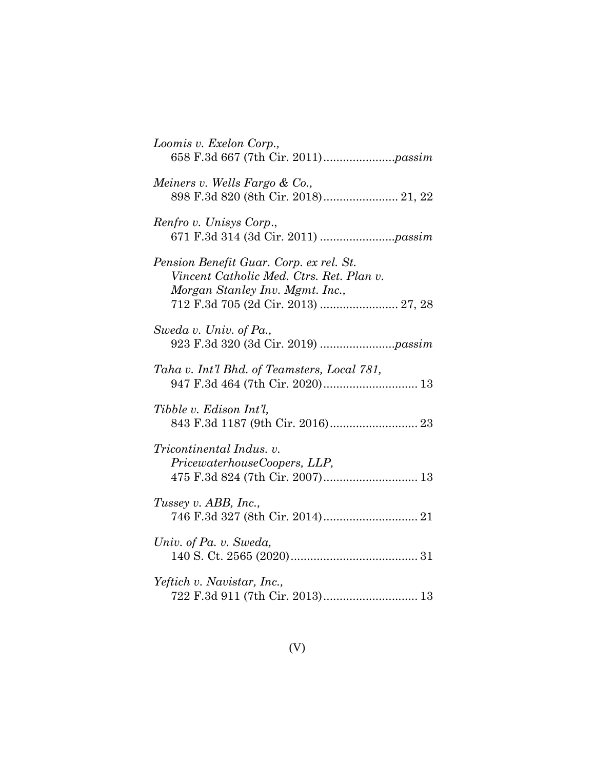*Loomis v. Exelon Corp.*,
658 F.3d 667 (7th Cir. 2011)......................*passim*

*Meiners v. Wells Fargo & Co.*,
898 F.3d 820 (8th Cir. 2018)....................... 21, 22

*Renfro v. Unisys Corp.*,
671 F.3d 314 (3d Cir. 2011) .......................*passim*

*Pension Benefit Guar. Corp. ex rel. St. Vincent Catholic Med. Ctrs. Ret. Plan v. Morgan Stanley Inv. Mgmt. Inc.*,
712 F.3d 705 (2d Cir. 2013) ........................ 27, 28

*Sweda v. Univ. of Pa.*,
923 F.3d 320 (3d Cir. 2019) .......................*passim*

*Taha v. Int'l Bhd. of Teamsters, Local 781*,
947 F.3d 464 (7th Cir. 2020)............................. 13

*Tibble v. Edison Int'l*,
843 F.3d 1187 (9th Cir. 2016)........................... 23

*Tricontinental Indus. v. PricewaterhouseCoopers, LLP*,
475 F.3d 824 (7th Cir. 2007)............................. 13

*Tussey v. ABB, Inc.*,
746 F.3d 327 (8th Cir. 2014)............................. 21

*Univ. of Pa. v. Sweda*,
140 S. Ct. 2565 (2020)....................................... 31

*Yeftich v. Navistar, Inc.*,
722 F.3d 911 (7th Cir. 2013)............................. 13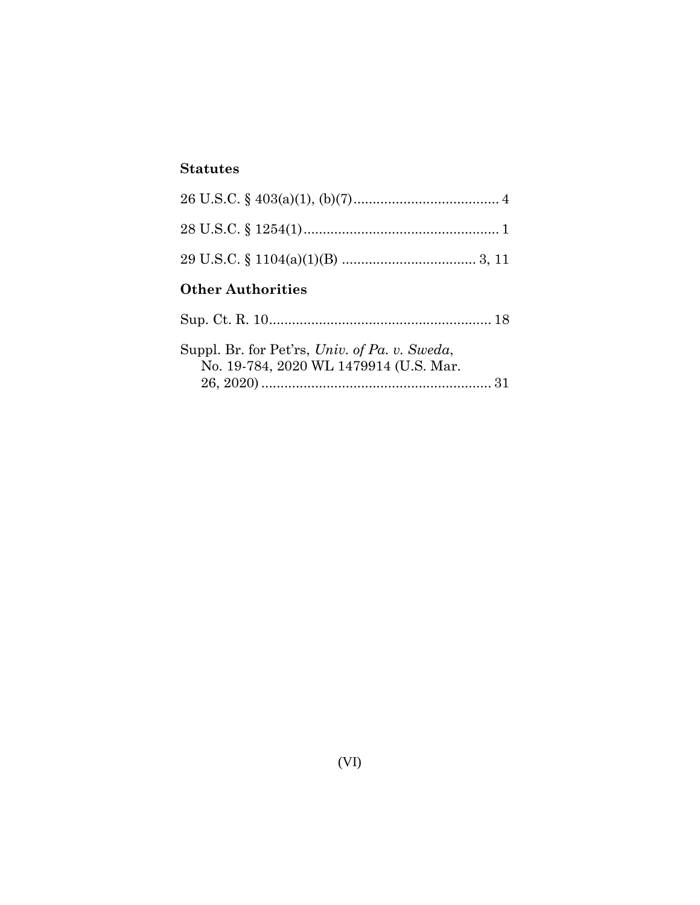## Statutes

26 U.S.C. § 403(a)(1), (b)(7)...................................... 4

28 U.S.C. § 1254(1)................................................... 1

29 U.S.C. § 1104(a)(1)(B) ................................... 3, 11

## Other Authorities

Sup. Ct. R. 10........................................................... 18

Suppl. Br. for Pet'rs, *Univ. of Pa. v. Sweda*, No. 19-784, 2020 WL 1479914 (U.S. Mar. 26, 2020) ............................................................ 31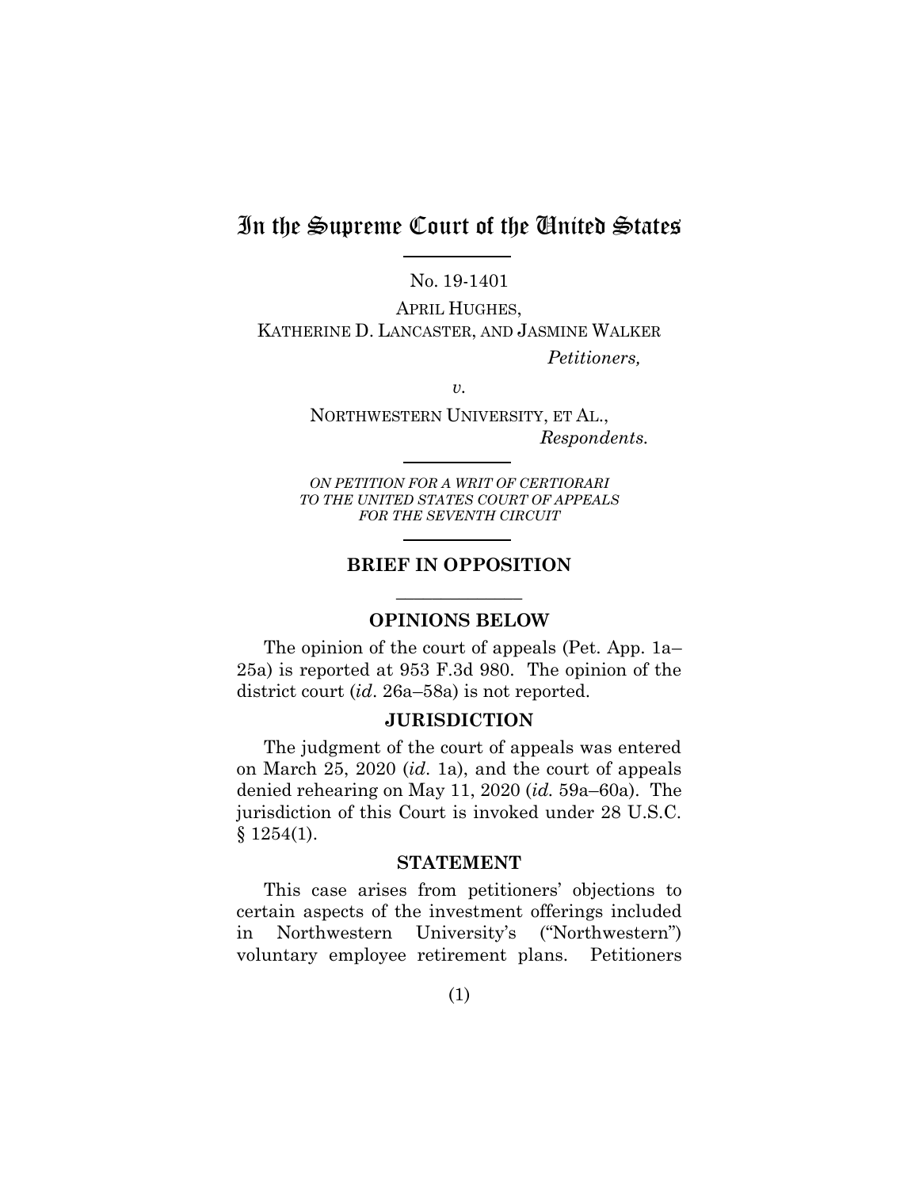# In the Supreme Court of the United States

No. 19-1401

APRIL HUGHES,
KATHERINE D. LANCASTER, AND JASMINE WALKER

*Petitioners,*

*v.*

NORTHWESTERN UNIVERSITY, ET AL.,

*Respondents.*

*ON PETITION FOR A WRIT OF CERTIORARI TO THE UNITED STATES COURT OF APPEALS FOR THE SEVENTH CIRCUIT*

## BRIEF IN OPPOSITION

## OPINIONS BELOW

The opinion of the court of appeals (Pet. App. 1a–25a) is reported at 953 F.3d 980. The opinion of the district court (*id*. 26a–58a) is not reported.

## JURISDICTION

The judgment of the court of appeals was entered on March 25, 2020 (*id.* 1a), and the court of appeals denied rehearing on May 11, 2020 (*id.* 59a–60a). The jurisdiction of this Court is invoked under 28 U.S.C. § 1254(1).

## STATEMENT

This case arises from petitioners' objections to certain aspects of the investment offerings included in Northwestern University's ("Northwestern") voluntary employee retirement plans. Petitioners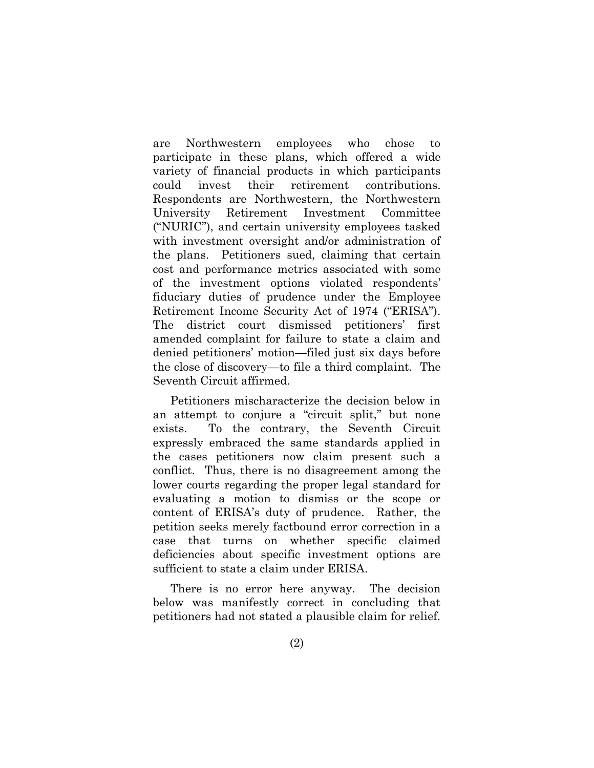are Northwestern employees who chose to participate in these plans, which offered a wide variety of financial products in which participants could invest their retirement contributions. Respondents are Northwestern, the Northwestern University Retirement Investment Committee ("NURIC"), and certain university employees tasked with investment oversight and/or administration of the plans. Petitioners sued, claiming that certain cost and performance metrics associated with some of the investment options violated respondents' fiduciary duties of prudence under the Employee Retirement Income Security Act of 1974 ("ERISA"). The district court dismissed petitioners' first amended complaint for failure to state a claim and denied petitioners' motion—filed just six days before the close of discovery—to file a third complaint. The Seventh Circuit affirmed.

Petitioners mischaracterize the decision below in an attempt to conjure a "circuit split," but none exists. To the contrary, the Seventh Circuit expressly embraced the same standards applied in the cases petitioners now claim present such a conflict. Thus, there is no disagreement among the lower courts regarding the proper legal standard for evaluating a motion to dismiss or the scope or content of ERISA's duty of prudence. Rather, the petition seeks merely factbound error correction in a case that turns on whether specific claimed deficiencies about specific investment options are sufficient to state a claim under ERISA.

There is no error here anyway. The decision below was manifestly correct in concluding that petitioners had not stated a plausible claim for relief.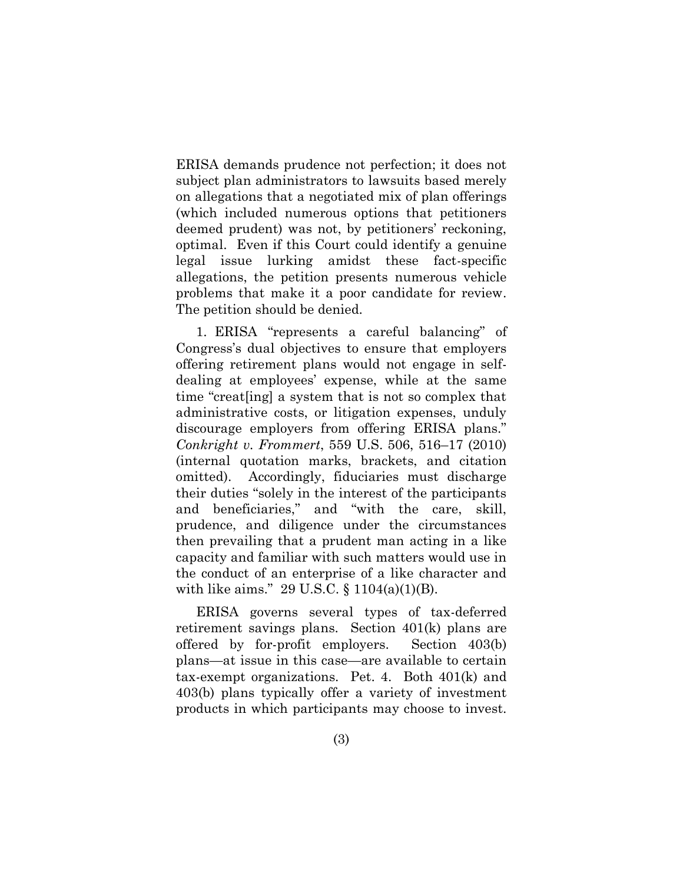ERISA demands prudence not perfection; it does not subject plan administrators to lawsuits based merely on allegations that a negotiated mix of plan offerings (which included numerous options that petitioners deemed prudent) was not, by petitioners' reckoning, optimal. Even if this Court could identify a genuine legal issue lurking amidst these fact-specific allegations, the petition presents numerous vehicle problems that make it a poor candidate for review. The petition should be denied.

1. ERISA "represents a careful balancing" of Congress's dual objectives to ensure that employers offering retirement plans would not engage in self-dealing at employees' expense, while at the same time "creat[ing] a system that is not so complex that administrative costs, or litigation expenses, unduly discourage employers from offering ERISA plans." *Conkright v. Frommert*, 559 U.S. 506, 516–17 (2010) (internal quotation marks, brackets, and citation omitted). Accordingly, fiduciaries must discharge their duties "solely in the interest of the participants and beneficiaries," and "with the care, skill, prudence, and diligence under the circumstances then prevailing that a prudent man acting in a like capacity and familiar with such matters would use in the conduct of an enterprise of a like character and with like aims." 29 U.S.C. § 1104(a)(1)(B).

ERISA governs several types of tax-deferred retirement savings plans. Section 401(k) plans are offered by for-profit employers. Section 403(b) plans—at issue in this case—are available to certain tax-exempt organizations. Pet. 4. Both 401(k) and 403(b) plans typically offer a variety of investment products in which participants may choose to invest.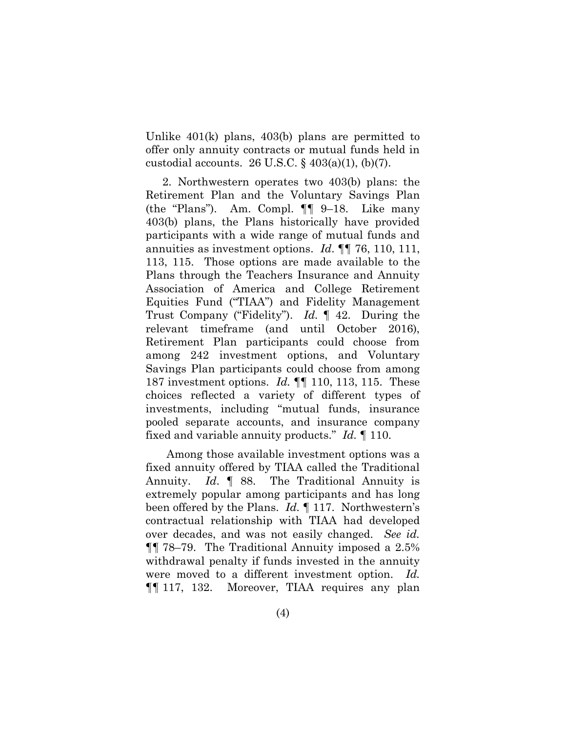Unlike 401(k) plans, 403(b) plans are permitted to offer only annuity contracts or mutual funds held in custodial accounts. 26 U.S.C. § 403(a)(1), (b)(7).

2. Northwestern operates two 403(b) plans: the Retirement Plan and the Voluntary Savings Plan (the "Plans"). Am. Compl. ¶¶ 9–18. Like many 403(b) plans, the Plans historically have provided participants with a wide range of mutual funds and annuities as investment options. *Id*. ¶¶ 76, 110, 111, 113, 115. Those options are made available to the Plans through the Teachers Insurance and Annuity Association of America and College Retirement Equities Fund ("TIAA") and Fidelity Management Trust Company ("Fidelity"). *Id.* ¶ 42. During the relevant timeframe (and until October 2016), Retirement Plan participants could choose from among 242 investment options, and Voluntary Savings Plan participants could choose from among 187 investment options. *Id.* ¶¶ 110, 113, 115. These choices reflected a variety of different types of investments, including "mutual funds, insurance pooled separate accounts, and insurance company fixed and variable annuity products." *Id.* ¶ 110.

Among those available investment options was a fixed annuity offered by TIAA called the Traditional Annuity. *Id*. ¶ 88. The Traditional Annuity is extremely popular among participants and has long been offered by the Plans. *Id.* ¶ 117. Northwestern's contractual relationship with TIAA had developed over decades, and was not easily changed. *See id.* ¶¶ 78–79. The Traditional Annuity imposed a 2.5% withdrawal penalty if funds invested in the annuity were moved to a different investment option. *Id.* ¶¶ 117, 132. Moreover, TIAA requires any plan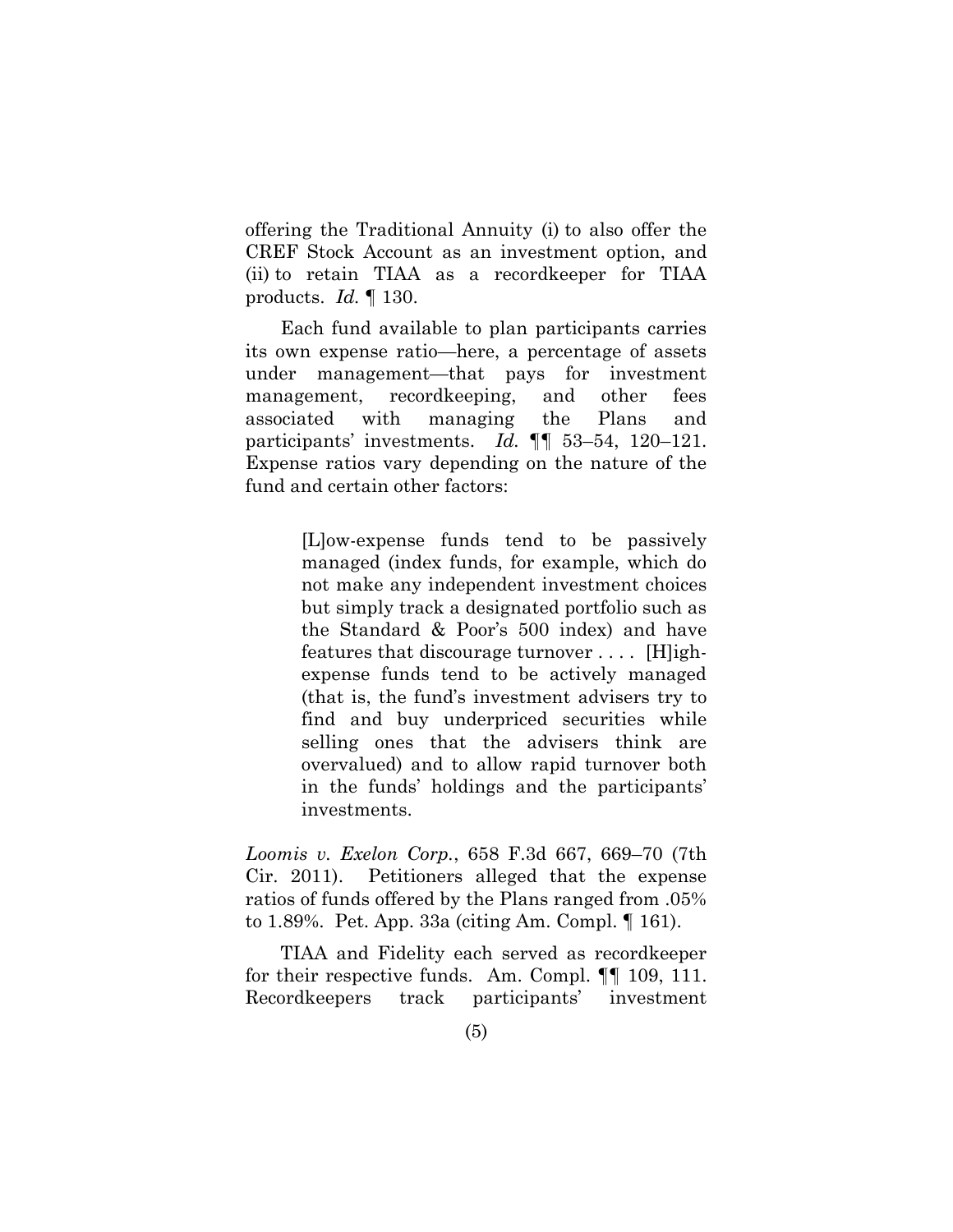offering the Traditional Annuity (i) to also offer the CREF Stock Account as an investment option, and (ii) to retain TIAA as a recordkeeper for TIAA products. *Id.* ¶ 130.

Each fund available to plan participants carries its own expense ratio—here, a percentage of assets under management—that pays for investment management, recordkeeping, and other fees associated with managing the Plans and participants' investments. *Id.* ¶¶ 53–54, 120–121. Expense ratios vary depending on the nature of the fund and certain other factors:

> [L]ow-expense funds tend to be passively managed (index funds, for example, which do not make any independent investment choices but simply track a designated portfolio such as the Standard & Poor's 500 index) and have features that discourage turnover . . . . [H]igh-expense funds tend to be actively managed (that is, the fund's investment advisers try to find and buy underpriced securities while selling ones that the advisers think are overvalued) and to allow rapid turnover both in the funds' holdings and the participants' investments.

*Loomis v. Exelon Corp.*, 658 F.3d 667, 669–70 (7th Cir. 2011). Petitioners alleged that the expense ratios of funds offered by the Plans ranged from .05% to 1.89%. Pet. App. 33a (citing Am. Compl. ¶ 161).

TIAA and Fidelity each served as recordkeeper for their respective funds. Am. Compl. ¶¶ 109, 111. Recordkeepers track participants' investment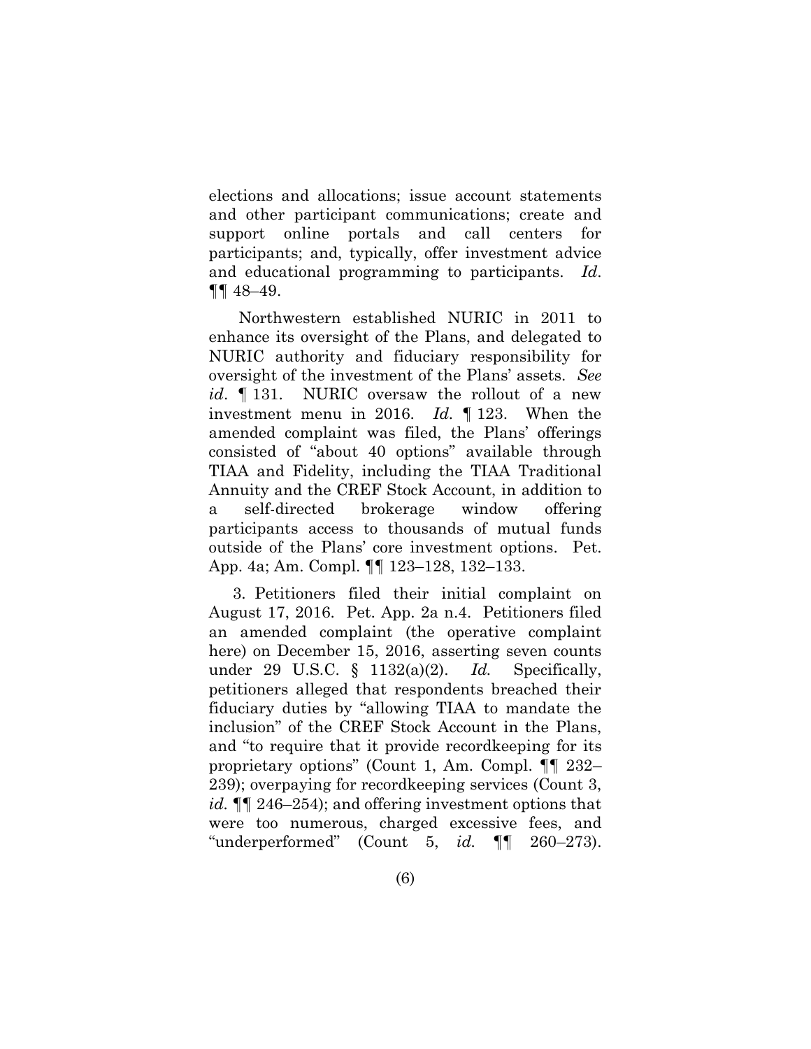elections and allocations; issue account statements and other participant communications; create and support online portals and call centers for participants; and, typically, offer investment advice and educational programming to participants. *Id*. ¶¶ 48–49.

Northwestern established NURIC in 2011 to enhance its oversight of the Plans, and delegated to NURIC authority and fiduciary responsibility for oversight of the investment of the Plans' assets. *See id*. ¶ 131. NURIC oversaw the rollout of a new investment menu in 2016. *Id.* ¶ 123. When the amended complaint was filed, the Plans' offerings consisted of "about 40 options" available through TIAA and Fidelity, including the TIAA Traditional Annuity and the CREF Stock Account, in addition to a self-directed brokerage window offering participants access to thousands of mutual funds outside of the Plans' core investment options. Pet. App. 4a; Am. Compl. ¶¶ 123–128, 132–133.

3. Petitioners filed their initial complaint on August 17, 2016. Pet. App. 2a n.4. Petitioners filed an amended complaint (the operative complaint here) on December 15, 2016, asserting seven counts under 29 U.S.C. § 1132(a)(2). *Id.* Specifically, petitioners alleged that respondents breached their fiduciary duties by "allowing TIAA to mandate the inclusion" of the CREF Stock Account in the Plans, and "to require that it provide recordkeeping for its proprietary options" (Count 1, Am. Compl. ¶¶ 232–239); overpaying for recordkeeping services (Count 3, *id.* ¶¶ 246–254); and offering investment options that were too numerous, charged excessive fees, and "underperformed" (Count 5, *id.* ¶¶ 260–273).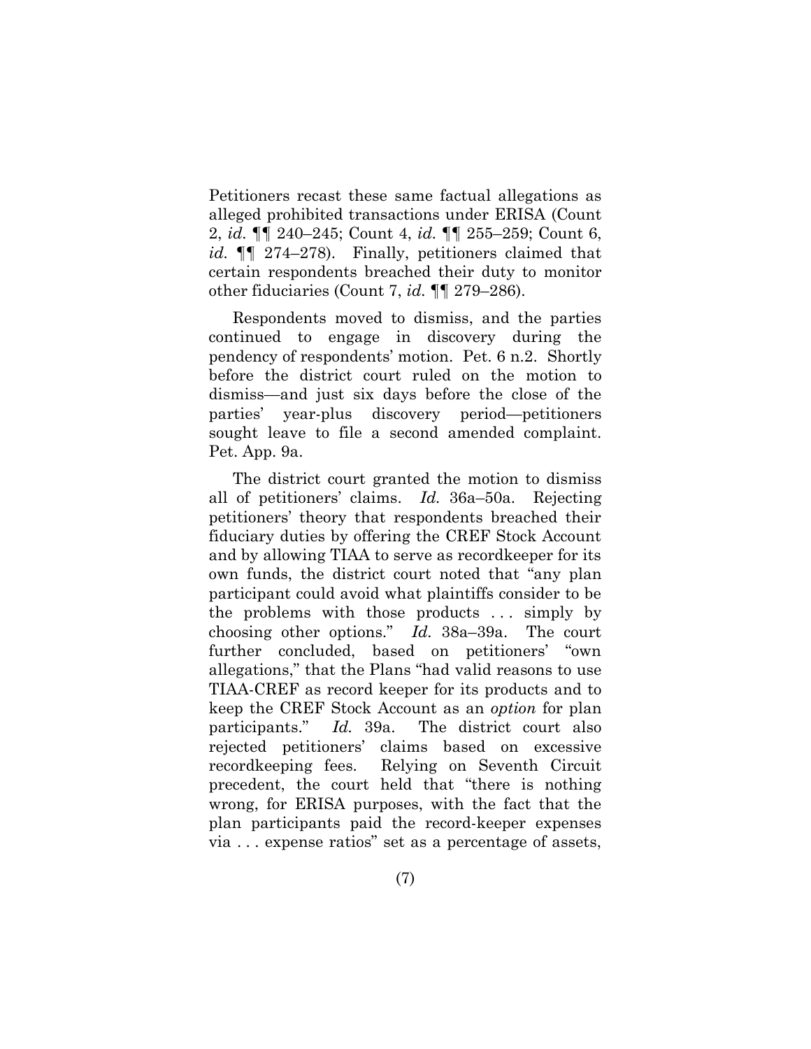Petitioners recast these same factual allegations as alleged prohibited transactions under ERISA (Count 2, *id.* ¶¶ 240–245; Count 4, *id.* ¶¶ 255–259; Count 6, *id.* ¶¶ 274–278). Finally, petitioners claimed that certain respondents breached their duty to monitor other fiduciaries (Count 7, *id.* ¶¶ 279–286).

Respondents moved to dismiss, and the parties continued to engage in discovery during the pendency of respondents' motion. Pet. 6 n.2. Shortly before the district court ruled on the motion to dismiss—and just six days before the close of the parties' year-plus discovery period—petitioners sought leave to file a second amended complaint. Pet. App. 9a.

The district court granted the motion to dismiss all of petitioners' claims. *Id.* 36a–50a. Rejecting petitioners' theory that respondents breached their fiduciary duties by offering the CREF Stock Account and by allowing TIAA to serve as recordkeeper for its own funds, the district court noted that "any plan participant could avoid what plaintiffs consider to be the problems with those products . . . simply by choosing other options." *Id.* 38a–39a. The court further concluded, based on petitioners' "own allegations," that the Plans "had valid reasons to use TIAA-CREF as record keeper for its products and to keep the CREF Stock Account as an *option* for plan participants." *Id.* 39a. The district court also rejected petitioners' claims based on excessive recordkeeping fees. Relying on Seventh Circuit precedent, the court held that "there is nothing wrong, for ERISA purposes, with the fact that the plan participants paid the record-keeper expenses via . . . expense ratios" set as a percentage of assets,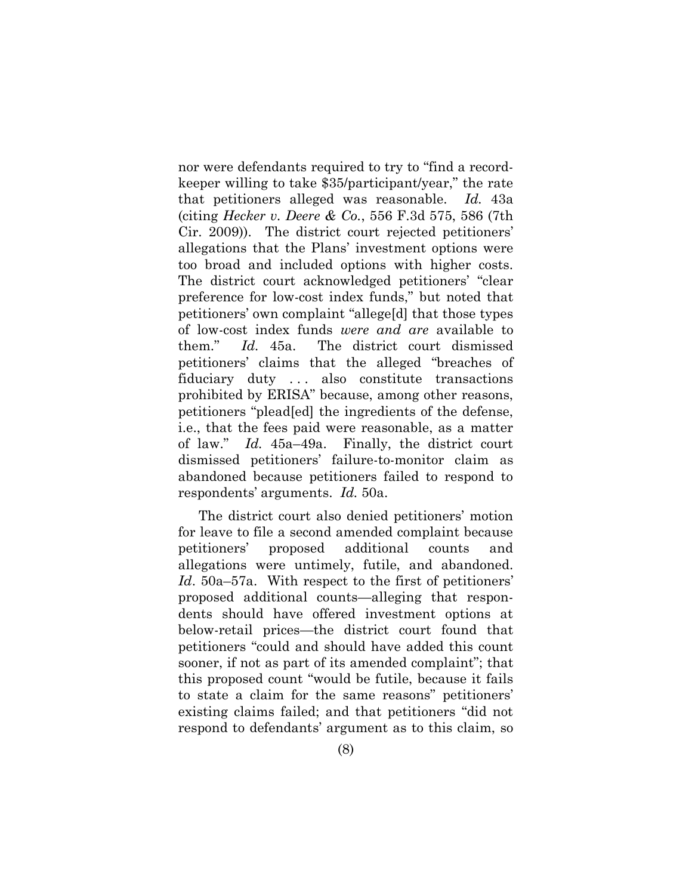nor were defendants required to try to "find a record-keeper willing to take $35/participant/year," the rate that petitioners alleged was reasonable. *Id.* 43a (citing *Hecker v. Deere & Co.*, 556 F.3d 575, 586 (7th Cir. 2009)). The district court rejected petitioners' allegations that the Plans' investment options were too broad and included options with higher costs. The district court acknowledged petitioners' "clear preference for low-cost index funds," but noted that petitioners' own complaint "allege[d] that those types of low-cost index funds *were and are* available to them." *Id.* 45a. The district court dismissed petitioners' claims that the alleged "breaches of fiduciary duty . . . also constitute transactions prohibited by ERISA" because, among other reasons, petitioners "plead[ed] the ingredients of the defense, i.e., that the fees paid were reasonable, as a matter of law." *Id.* 45a–49a. Finally, the district court dismissed petitioners' failure-to-monitor claim as abandoned because petitioners failed to respond to respondents' arguments. *Id.* 50a.

The district court also denied petitioners' motion for leave to file a second amended complaint because petitioners' proposed additional counts and allegations were untimely, futile, and abandoned. *Id*. 50a–57a. With respect to the first of petitioners' proposed additional counts—alleging that respondents should have offered investment options at below-retail prices—the district court found that petitioners "could and should have added this count sooner, if not as part of its amended complaint"; that this proposed count "would be futile, because it fails to state a claim for the same reasons" petitioners' existing claims failed; and that petitioners "did not respond to defendants' argument as to this claim, so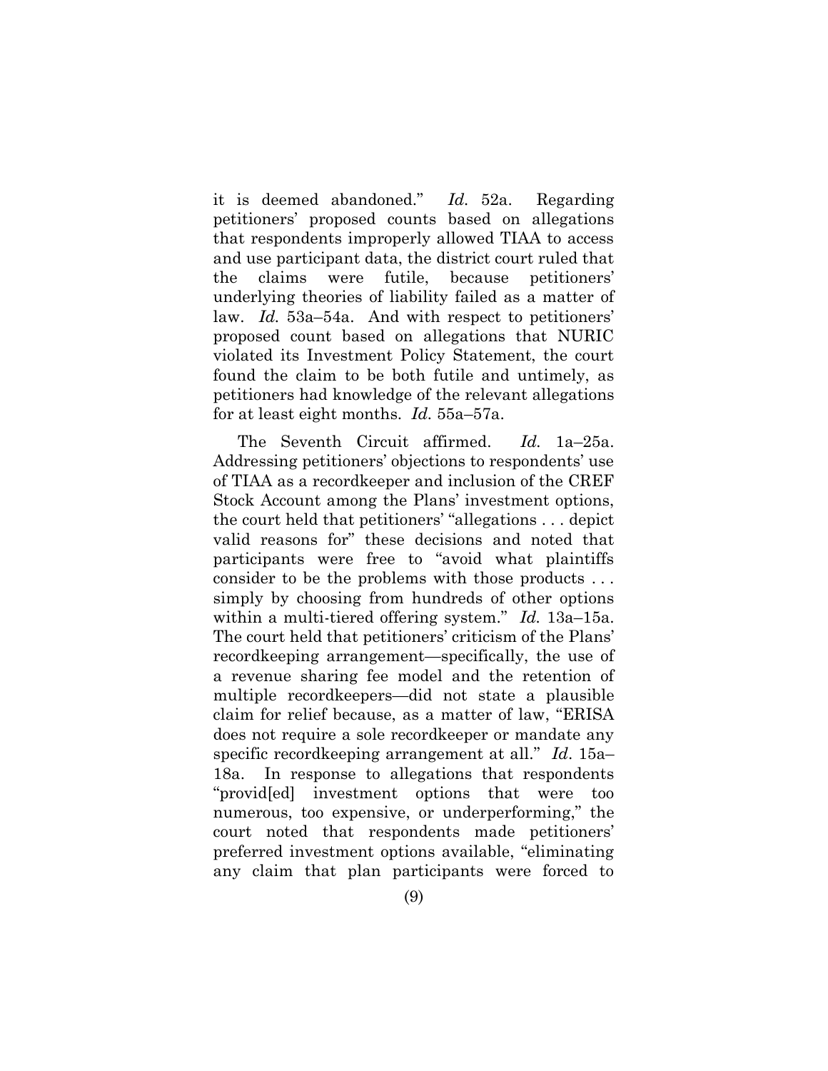it is deemed abandoned." *Id.* 52a. Regarding petitioners' proposed counts based on allegations that respondents improperly allowed TIAA to access and use participant data, the district court ruled that the claims were futile, because petitioners' underlying theories of liability failed as a matter of law. *Id.* 53a–54a. And with respect to petitioners' proposed count based on allegations that NURIC violated its Investment Policy Statement, the court found the claim to be both futile and untimely, as petitioners had knowledge of the relevant allegations for at least eight months. *Id.* 55a–57a.

The Seventh Circuit affirmed. *Id.* 1a–25a. Addressing petitioners' objections to respondents' use of TIAA as a recordkeeper and inclusion of the CREF Stock Account among the Plans' investment options, the court held that petitioners' "allegations . . . depict valid reasons for" these decisions and noted that participants were free to "avoid what plaintiffs consider to be the problems with those products . . . simply by choosing from hundreds of other options within a multi-tiered offering system." *Id.* 13a–15a. The court held that petitioners' criticism of the Plans' recordkeeping arrangement—specifically, the use of a revenue sharing fee model and the retention of multiple recordkeepers—did not state a plausible claim for relief because, as a matter of law, "ERISA does not require a sole recordkeeper or mandate any specific recordkeeping arrangement at all." *Id*. 15a–18a. In response to allegations that respondents "provid[ed] investment options that were too numerous, too expensive, or underperforming," the court noted that respondents made petitioners' preferred investment options available, "eliminating any claim that plan participants were forced to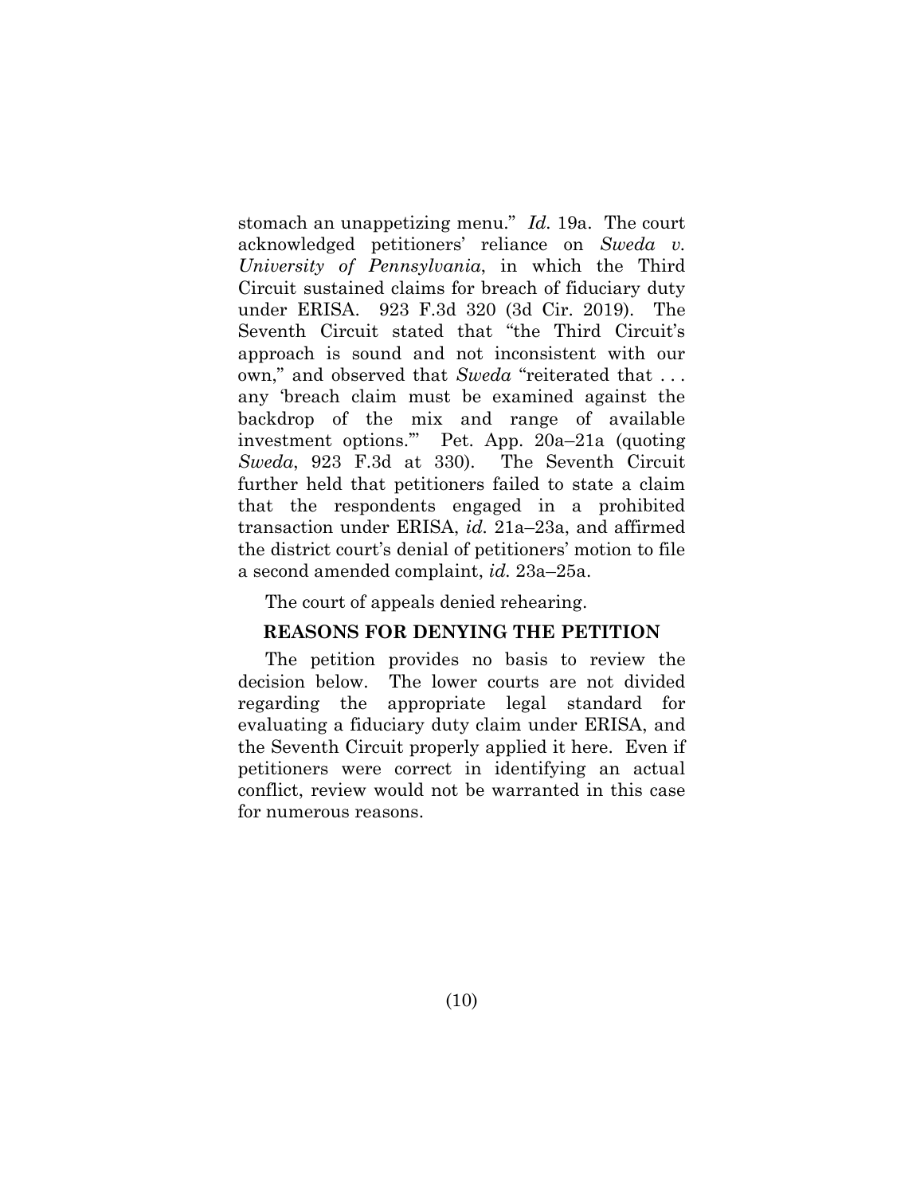stomach an unappetizing menu." *Id.* 19a. The court acknowledged petitioners' reliance on *Sweda v. University of Pennsylvania*, in which the Third Circuit sustained claims for breach of fiduciary duty under ERISA. 923 F.3d 320 (3d Cir. 2019). The Seventh Circuit stated that "the Third Circuit's approach is sound and not inconsistent with our own," and observed that *Sweda* "reiterated that . . . any 'breach claim must be examined against the backdrop of the mix and range of available investment options.'" Pet. App. 20a–21a (quoting *Sweda*, 923 F.3d at 330). The Seventh Circuit further held that petitioners failed to state a claim that the respondents engaged in a prohibited transaction under ERISA, *id.* 21a–23a, and affirmed the district court's denial of petitioners' motion to file a second amended complaint, *id.* 23a–25a.

The court of appeals denied rehearing.

## REASONS FOR DENYING THE PETITION

The petition provides no basis to review the decision below. The lower courts are not divided regarding the appropriate legal standard for evaluating a fiduciary duty claim under ERISA, and the Seventh Circuit properly applied it here. Even if petitioners were correct in identifying an actual conflict, review would not be warranted in this case for numerous reasons.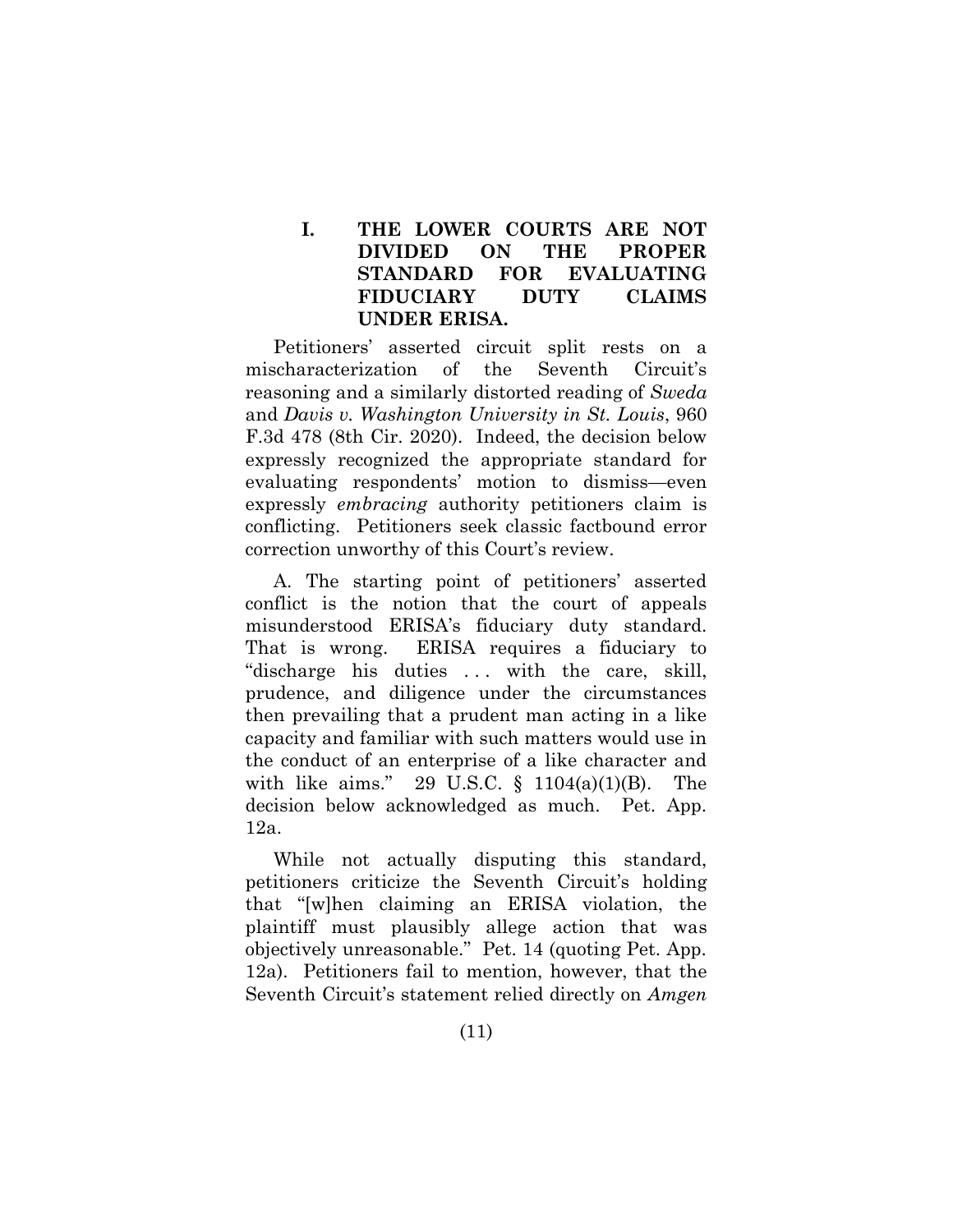## I. THE LOWER COURTS ARE NOT DIVIDED ON THE PROPER STANDARD FOR EVALUATING FIDUCIARY DUTY CLAIMS UNDER ERISA.

Petitioners' asserted circuit split rests on a mischaracterization of the Seventh Circuit's reasoning and a similarly distorted reading of *Sweda* and *Davis v. Washington University in St. Louis*, 960 F.3d 478 (8th Cir. 2020). Indeed, the decision below expressly recognized the appropriate standard for evaluating respondents' motion to dismiss—even expressly *embracing* authority petitioners claim is conflicting. Petitioners seek classic factbound error correction unworthy of this Court's review.

A. The starting point of petitioners' asserted conflict is the notion that the court of appeals misunderstood ERISA's fiduciary duty standard. That is wrong. ERISA requires a fiduciary to "discharge his duties . . . with the care, skill, prudence, and diligence under the circumstances then prevailing that a prudent man acting in a like capacity and familiar with such matters would use in the conduct of an enterprise of a like character and with like aims." 29 U.S.C. § 1104(a)(1)(B). The decision below acknowledged as much. Pet. App. 12a.

While not actually disputing this standard, petitioners criticize the Seventh Circuit's holding that "[w]hen claiming an ERISA violation, the plaintiff must plausibly allege action that was objectively unreasonable." Pet. 14 (quoting Pet. App. 12a). Petitioners fail to mention, however, that the Seventh Circuit's statement relied directly on *Amgen*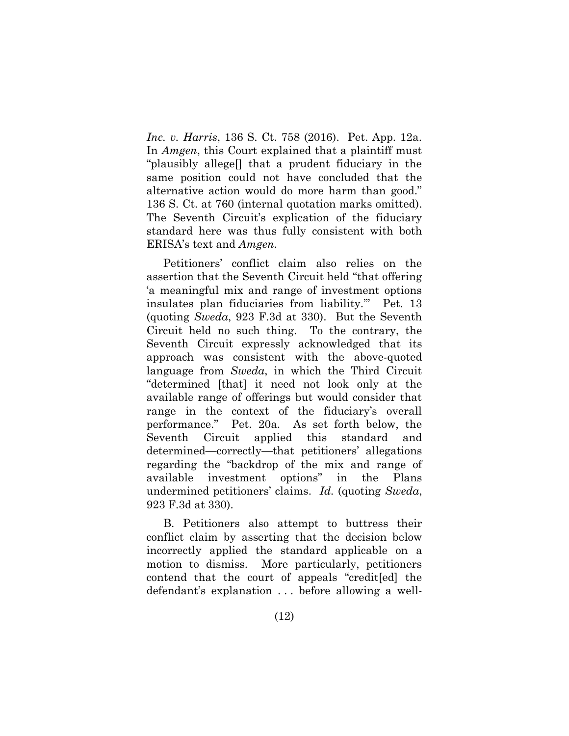*Inc. v. Harris*, 136 S. Ct. 758 (2016). Pet. App. 12a. In *Amgen*, this Court explained that a plaintiff must "plausibly allege[] that a prudent fiduciary in the same position could not have concluded that the alternative action would do more harm than good." 136 S. Ct. at 760 (internal quotation marks omitted). The Seventh Circuit's explication of the fiduciary standard here was thus fully consistent with both ERISA's text and *Amgen*.

Petitioners' conflict claim also relies on the assertion that the Seventh Circuit held "that offering 'a meaningful mix and range of investment options insulates plan fiduciaries from liability.'" Pet. 13 (quoting *Sweda*, 923 F.3d at 330). But the Seventh Circuit held no such thing. To the contrary, the Seventh Circuit expressly acknowledged that its approach was consistent with the above-quoted language from *Sweda*, in which the Third Circuit "determined [that] it need not look only at the available range of offerings but would consider that range in the context of the fiduciary's overall performance." Pet. 20a. As set forth below, the Seventh Circuit applied this standard and determined—correctly—that petitioners' allegations regarding the "backdrop of the mix and range of available investment options" in the Plans undermined petitioners' claims. *Id.* (quoting *Sweda*, 923 F.3d at 330).

B. Petitioners also attempt to buttress their conflict claim by asserting that the decision below incorrectly applied the standard applicable on a motion to dismiss. More particularly, petitioners contend that the court of appeals "credit[ed] the defendant's explanation . . . before allowing a well-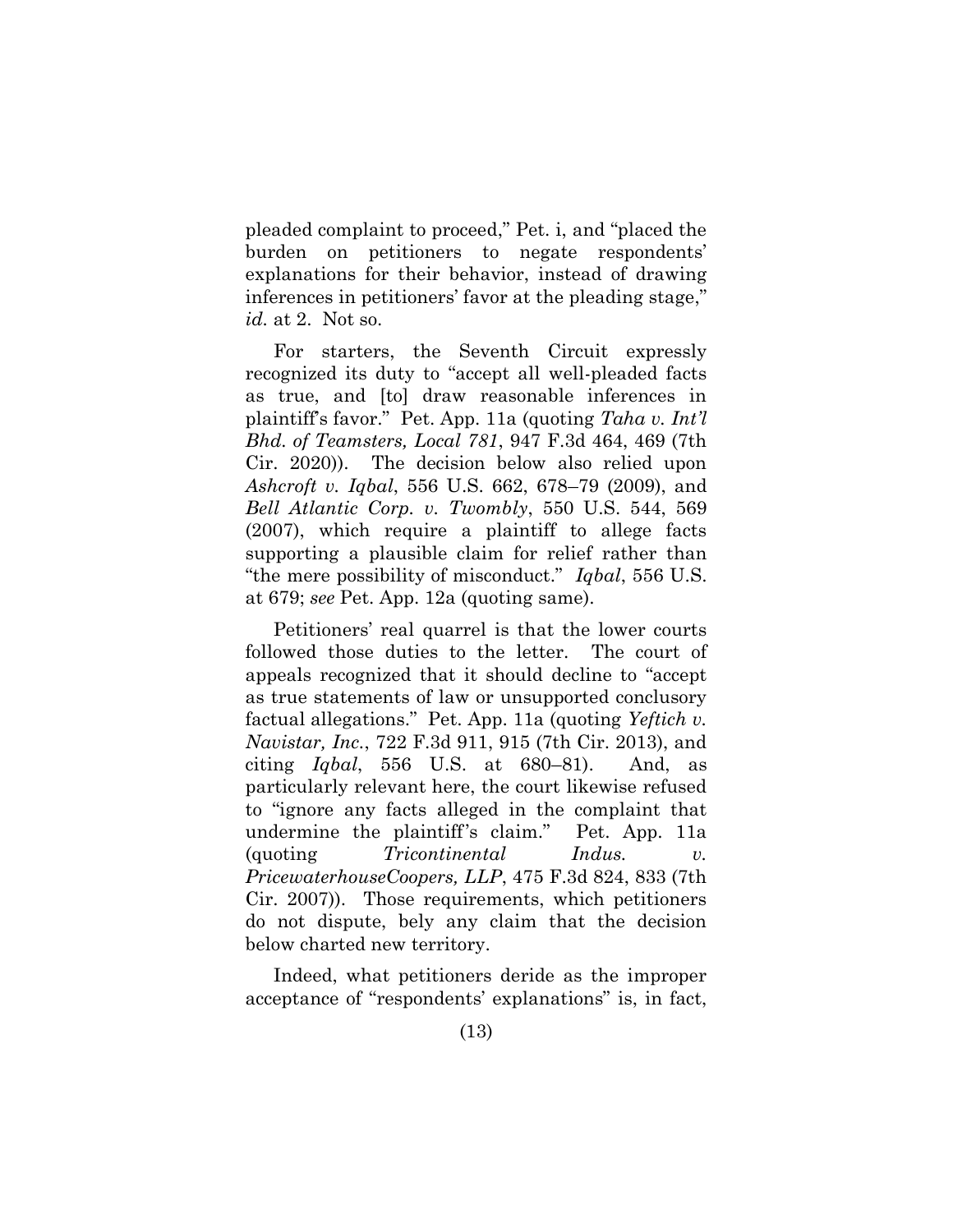pleaded complaint to proceed," Pet. i, and "placed the burden on petitioners to negate respondents' explanations for their behavior, instead of drawing inferences in petitioners' favor at the pleading stage," *id.* at 2. Not so.

For starters, the Seventh Circuit expressly recognized its duty to "accept all well-pleaded facts as true, and [to] draw reasonable inferences in plaintiff's favor." Pet. App. 11a (quoting *Taha v. Int'l Bhd. of Teamsters, Local 781*, 947 F.3d 464, 469 (7th Cir. 2020)). The decision below also relied upon *Ashcroft v. Iqbal*, 556 U.S. 662, 678–79 (2009), and *Bell Atlantic Corp. v. Twombly*, 550 U.S. 544, 569 (2007), which require a plaintiff to allege facts supporting a plausible claim for relief rather than "the mere possibility of misconduct." *Iqbal*, 556 U.S. at 679; *see* Pet. App. 12a (quoting same).

Petitioners' real quarrel is that the lower courts followed those duties to the letter. The court of appeals recognized that it should decline to "accept as true statements of law or unsupported conclusory factual allegations." Pet. App. 11a (quoting *Yeftich v. Navistar, Inc.*, 722 F.3d 911, 915 (7th Cir. 2013), and citing *Iqbal*, 556 U.S. at 680–81). And, as particularly relevant here, the court likewise refused to "ignore any facts alleged in the complaint that undermine the plaintiff's claim." Pet. App. 11a (quoting *Tricontinental Indus. v. PricewaterhouseCoopers, LLP*, 475 F.3d 824, 833 (7th Cir. 2007)). Those requirements, which petitioners do not dispute, bely any claim that the decision below charted new territory.

Indeed, what petitioners deride as the improper acceptance of "respondents' explanations" is, in fact,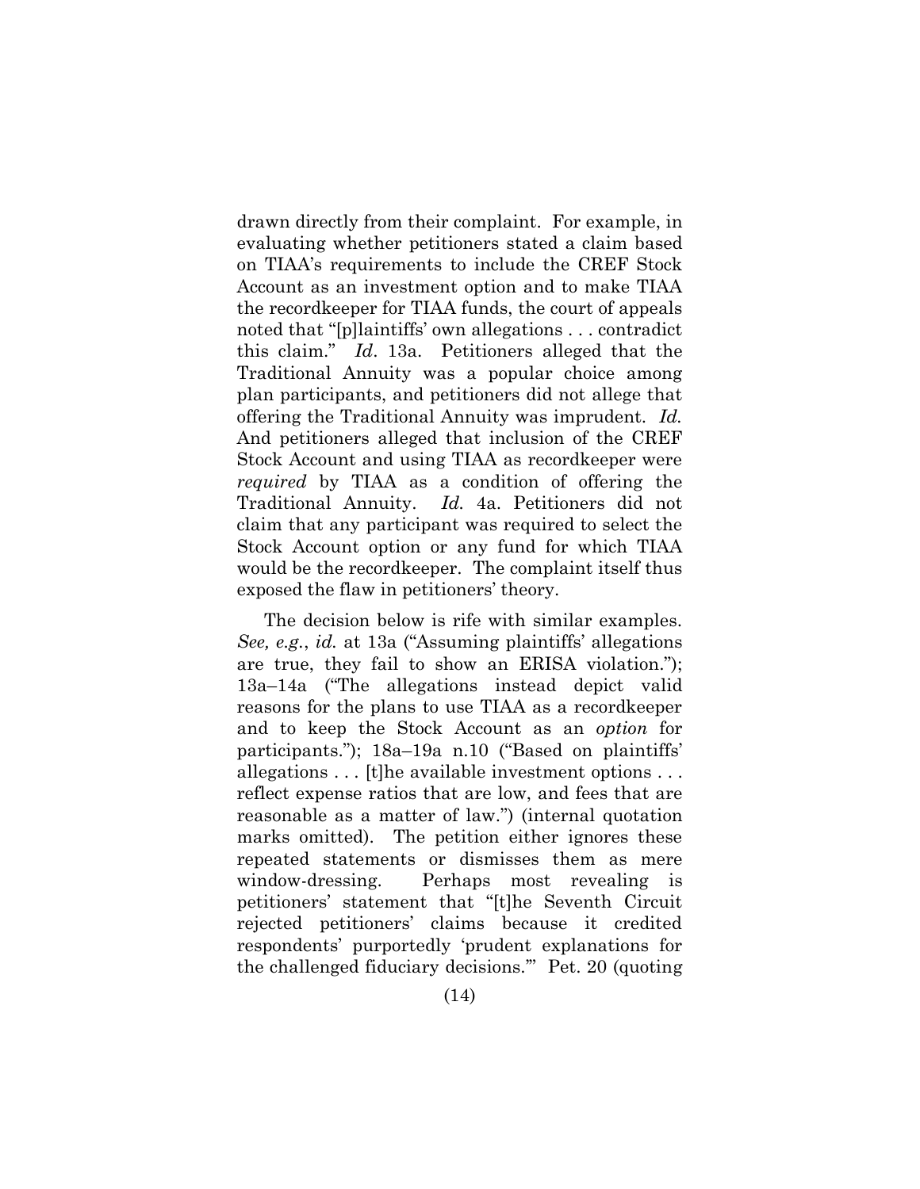drawn directly from their complaint. For example, in evaluating whether petitioners stated a claim based on TIAA's requirements to include the CREF Stock Account as an investment option and to make TIAA the recordkeeper for TIAA funds, the court of appeals noted that "[p]laintiffs' own allegations . . . contradict this claim." *Id*. 13a. Petitioners alleged that the Traditional Annuity was a popular choice among plan participants, and petitioners did not allege that offering the Traditional Annuity was imprudent. *Id.* And petitioners alleged that inclusion of the CREF Stock Account and using TIAA as recordkeeper were *required* by TIAA as a condition of offering the Traditional Annuity. *Id.* 4a. Petitioners did not claim that any participant was required to select the Stock Account option or any fund for which TIAA would be the recordkeeper. The complaint itself thus exposed the flaw in petitioners' theory.

The decision below is rife with similar examples. *See, e.g.*, *id.* at 13a ("Assuming plaintiffs' allegations are true, they fail to show an ERISA violation."); 13a–14a ("The allegations instead depict valid reasons for the plans to use TIAA as a recordkeeper and to keep the Stock Account as an *option* for participants."); 18a–19a n.10 ("Based on plaintiffs' allegations . . . [t]he available investment options . . . reflect expense ratios that are low, and fees that are reasonable as a matter of law.") (internal quotation marks omitted). The petition either ignores these repeated statements or dismisses them as mere window-dressing. Perhaps most revealing is petitioners' statement that "[t]he Seventh Circuit rejected petitioners' claims because it credited respondents' purportedly 'prudent explanations for the challenged fiduciary decisions.'" Pet. 20 (quoting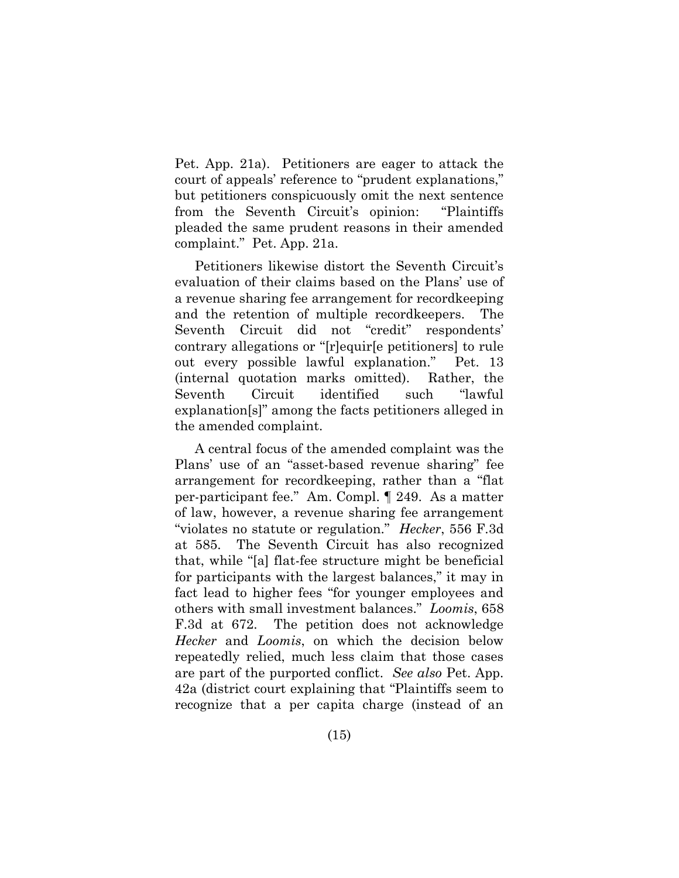Pet. App. 21a). Petitioners are eager to attack the court of appeals' reference to "prudent explanations," but petitioners conspicuously omit the next sentence from the Seventh Circuit's opinion: "Plaintiffs pleaded the same prudent reasons in their amended complaint." Pet. App. 21a.

Petitioners likewise distort the Seventh Circuit's evaluation of their claims based on the Plans' use of a revenue sharing fee arrangement for recordkeeping and the retention of multiple recordkeepers. The Seventh Circuit did not "credit" respondents' contrary allegations or "[r]equir[e petitioners] to rule out every possible lawful explanation." Pet. 13 (internal quotation marks omitted). Rather, the Seventh Circuit identified such "lawful explanation[s]" among the facts petitioners alleged in the amended complaint.

A central focus of the amended complaint was the Plans' use of an "asset-based revenue sharing" fee arrangement for recordkeeping, rather than a "flat per-participant fee." Am. Compl. ¶ 249. As a matter of law, however, a revenue sharing fee arrangement "violates no statute or regulation." *Hecker*, 556 F.3d at 585. The Seventh Circuit has also recognized that, while "[a] flat-fee structure might be beneficial for participants with the largest balances," it may in fact lead to higher fees "for younger employees and others with small investment balances." *Loomis*, 658 F.3d at 672. The petition does not acknowledge *Hecker* and *Loomis*, on which the decision below repeatedly relied, much less claim that those cases are part of the purported conflict. *See also* Pet. App. 42a (district court explaining that "Plaintiffs seem to recognize that a per capita charge (instead of an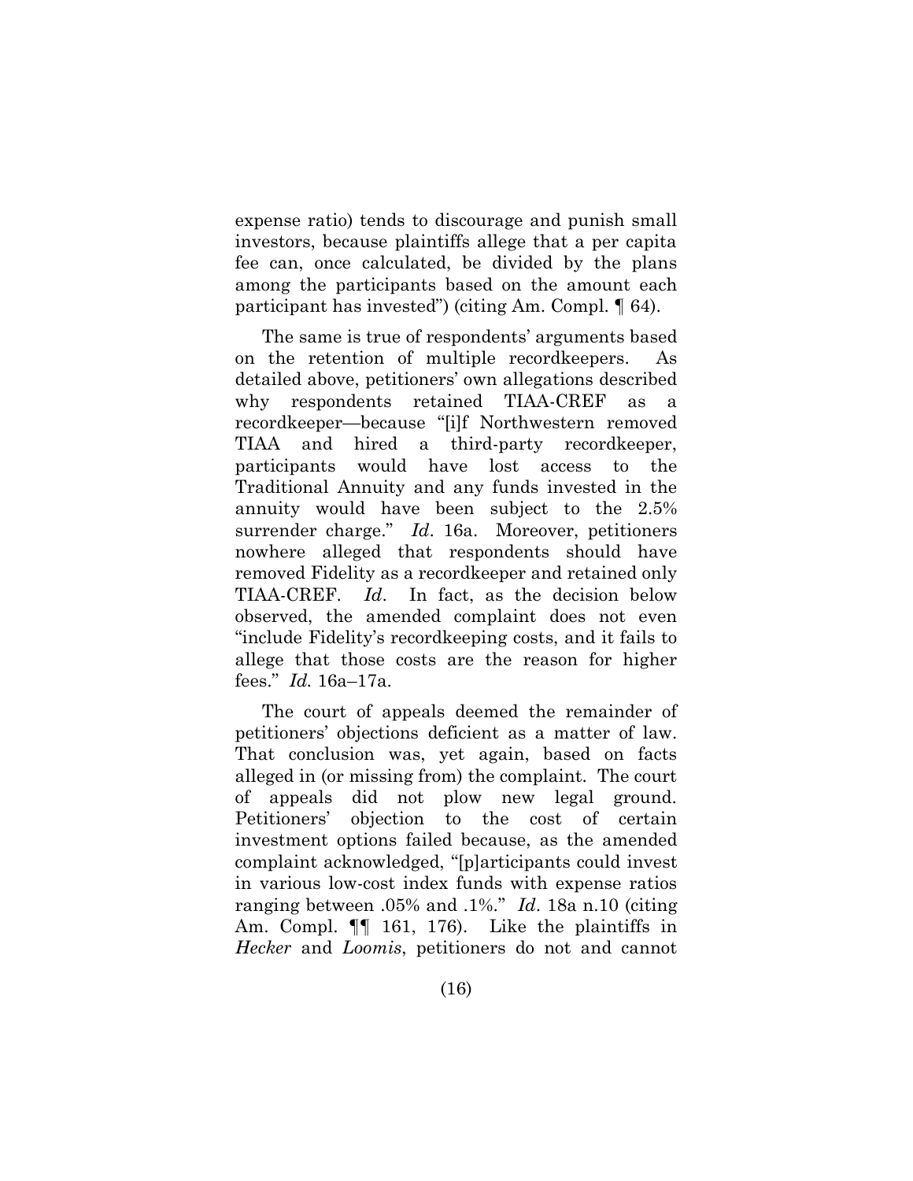expense ratio) tends to discourage and punish small investors, because plaintiffs allege that a per capita fee can, once calculated, be divided by the plans among the participants based on the amount each participant has invested") (citing Am. Compl. ¶ 64).

The same is true of respondents' arguments based on the retention of multiple recordkeepers. As detailed above, petitioners' own allegations described why respondents retained TIAA-CREF as a recordkeeper—because "[i]f Northwestern removed TIAA and hired a third-party recordkeeper, participants would have lost access to the Traditional Annuity and any funds invested in the annuity would have been subject to the 2.5% surrender charge." *Id*. 16a. Moreover, petitioners nowhere alleged that respondents should have removed Fidelity as a recordkeeper and retained only TIAA-CREF. *Id*. In fact, as the decision below observed, the amended complaint does not even "include Fidelity's recordkeeping costs, and it fails to allege that those costs are the reason for higher fees." *Id.* 16a–17a.

The court of appeals deemed the remainder of petitioners' objections deficient as a matter of law. That conclusion was, yet again, based on facts alleged in (or missing from) the complaint. The court of appeals did not plow new legal ground. Petitioners' objection to the cost of certain investment options failed because, as the amended complaint acknowledged, "[p]articipants could invest in various low-cost index funds with expense ratios ranging between .05% and .1%." *Id*. 18a n.10 (citing Am. Compl. ¶¶ 161, 176). Like the plaintiffs in *Hecker* and *Loomis*, petitioners do not and cannot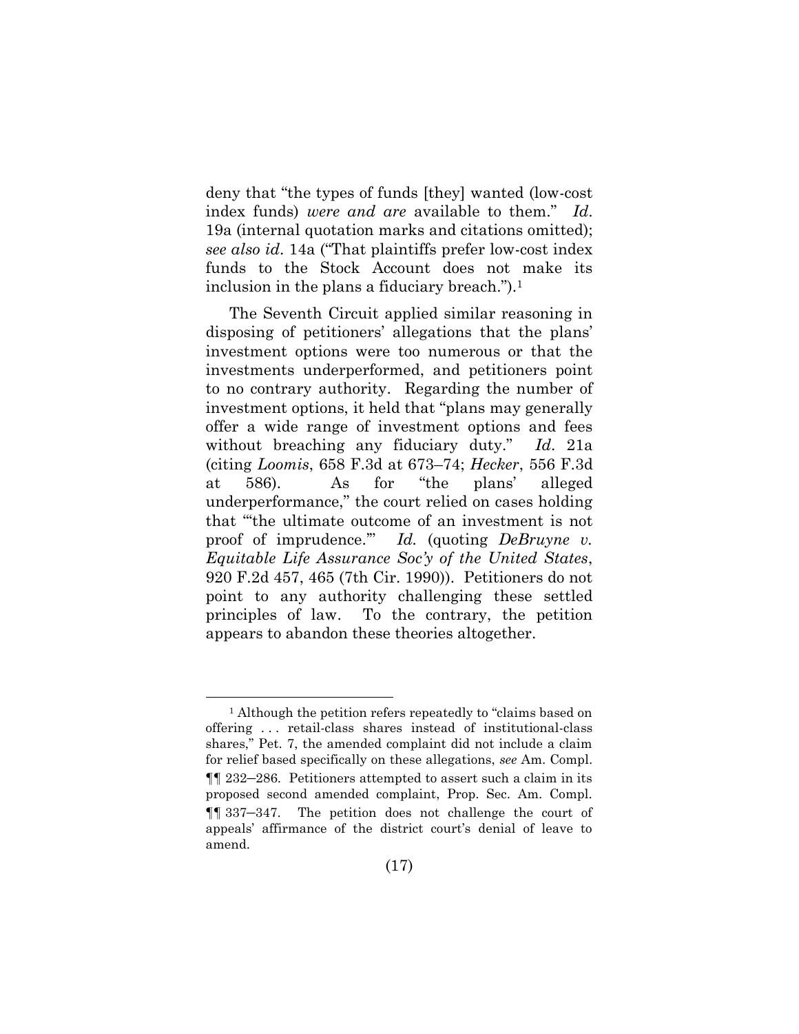deny that "the types of funds [they] wanted (low-cost index funds) *were and are* available to them." *Id.* 19a (internal quotation marks and citations omitted); *see also id.* 14a ("That plaintiffs prefer low-cost index funds to the Stock Account does not make its inclusion in the plans a fiduciary breach.").[1]

The Seventh Circuit applied similar reasoning in disposing of petitioners' allegations that the plans' investment options were too numerous or that the investments underperformed, and petitioners point to no contrary authority. Regarding the number of investment options, it held that "plans may generally offer a wide range of investment options and fees without breaching any fiduciary duty." *Id.* 21a (citing *Loomis*, 658 F.3d at 673–74; *Hecker*, 556 F.3d at 586). As for "the plans' alleged underperformance," the court relied on cases holding that "'the ultimate outcome of an investment is not proof of imprudence.'" *Id.* (quoting *DeBruyne v. Equitable Life Assurance Soc'y of the United States*, 920 F.2d 457, 465 (7th Cir. 1990)). Petitioners do not point to any authority challenging these settled principles of law. To the contrary, the petition appears to abandon these theories altogether.

---

[1] Although the petition refers repeatedly to "claims based on offering . . . retail-class shares instead of institutional-class shares," Pet. 7, the amended complaint did not include a claim for relief based specifically on these allegations, *see* Am. Compl. ¶¶ 232–286. Petitioners attempted to assert such a claim in its proposed second amended complaint, Prop. Sec. Am. Compl. ¶¶ 337–347. The petition does not challenge the court of appeals' affirmance of the district court's denial of leave to amend.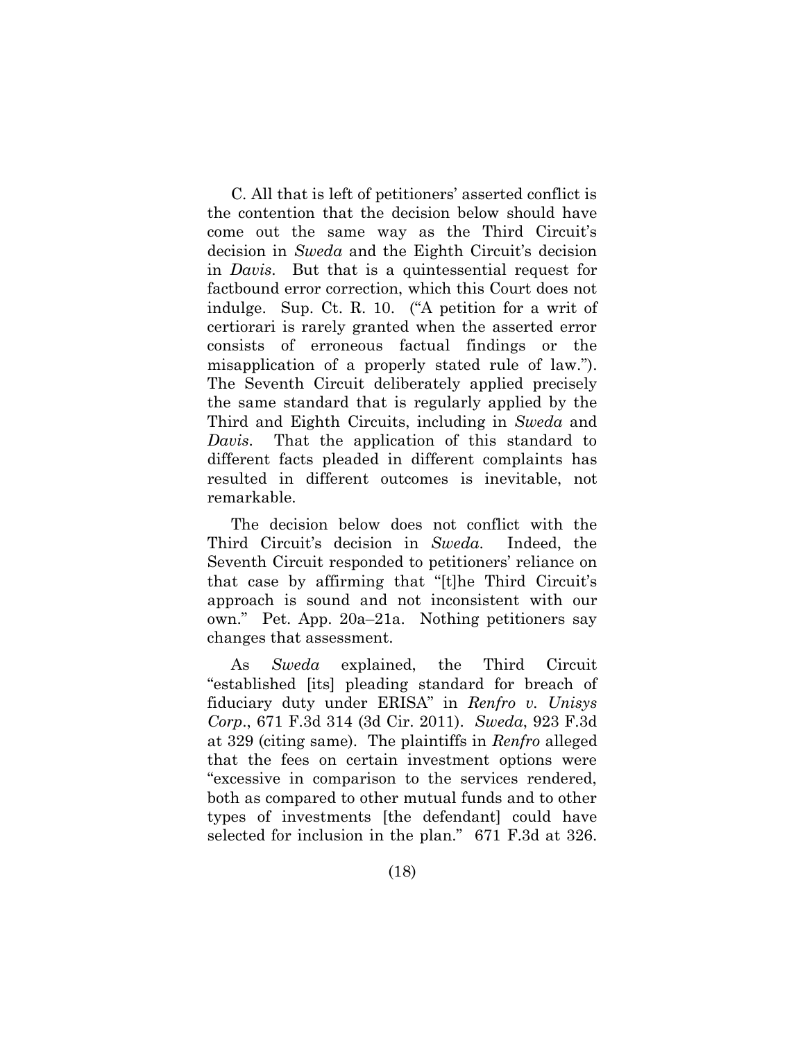C. All that is left of petitioners' asserted conflict is the contention that the decision below should have come out the same way as the Third Circuit's decision in *Sweda* and the Eighth Circuit's decision in *Davis*. But that is a quintessential request for factbound error correction, which this Court does not indulge. Sup. Ct. R. 10. ("A petition for a writ of certiorari is rarely granted when the asserted error consists of erroneous factual findings or the misapplication of a properly stated rule of law."). The Seventh Circuit deliberately applied precisely the same standard that is regularly applied by the Third and Eighth Circuits, including in *Sweda* and *Davis*. That the application of this standard to different facts pleaded in different complaints has resulted in different outcomes is inevitable, not remarkable.

The decision below does not conflict with the Third Circuit's decision in *Sweda*. Indeed, the Seventh Circuit responded to petitioners' reliance on that case by affirming that "[t]he Third Circuit's approach is sound and not inconsistent with our own." Pet. App. 20a–21a. Nothing petitioners say changes that assessment.

As *Sweda* explained, the Third Circuit "established [its] pleading standard for breach of fiduciary duty under ERISA" in *Renfro v. Unisys Corp*., 671 F.3d 314 (3d Cir. 2011). *Sweda*, 923 F.3d at 329 (citing same). The plaintiffs in *Renfro* alleged that the fees on certain investment options were "excessive in comparison to the services rendered, both as compared to other mutual funds and to other types of investments [the defendant] could have selected for inclusion in the plan." 671 F.3d at 326.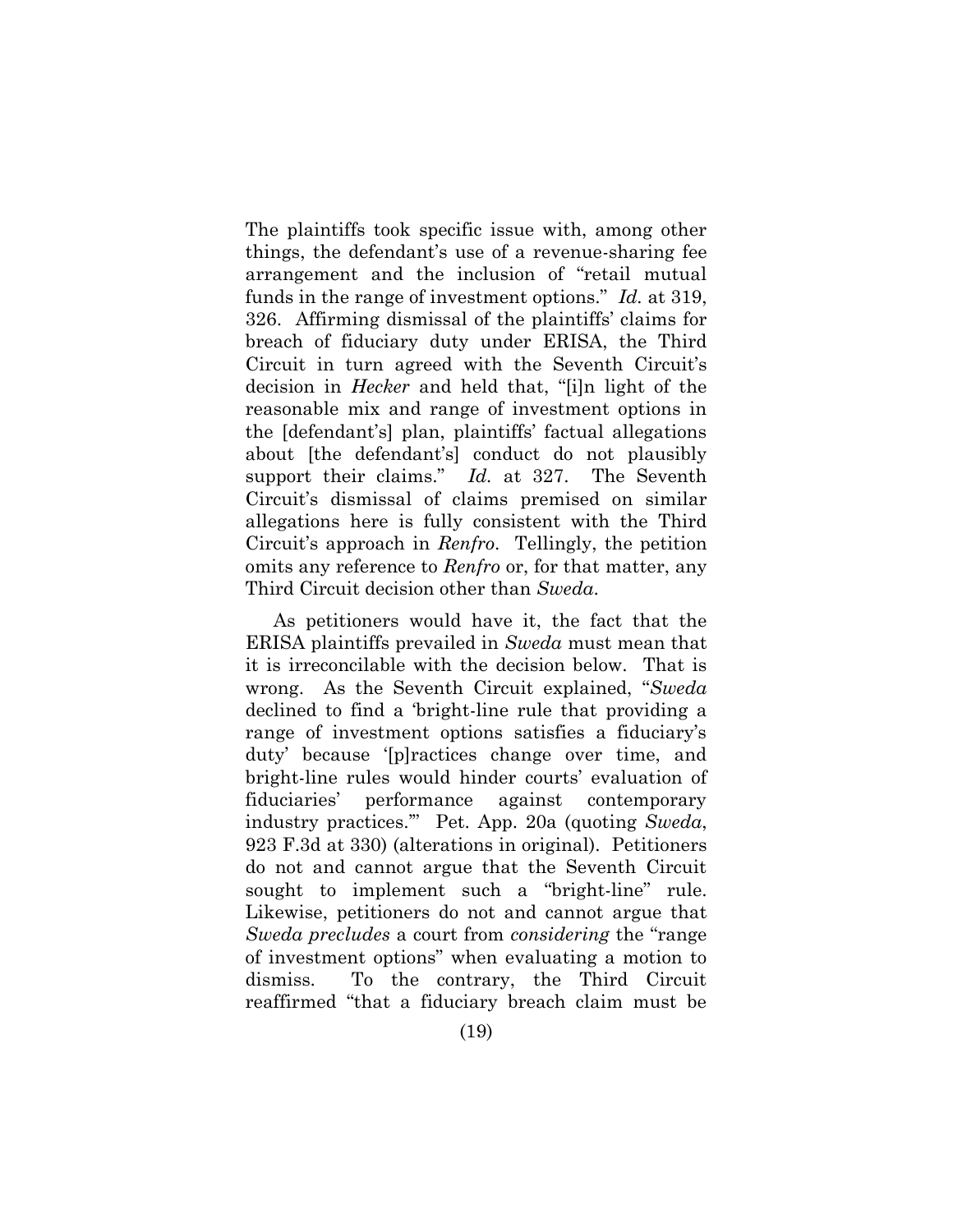The plaintiffs took specific issue with, among other things, the defendant's use of a revenue-sharing fee arrangement and the inclusion of "retail mutual funds in the range of investment options." *Id.* at 319, 326. Affirming dismissal of the plaintiffs' claims for breach of fiduciary duty under ERISA, the Third Circuit in turn agreed with the Seventh Circuit's decision in *Hecker* and held that, "[i]n light of the reasonable mix and range of investment options in the [defendant's] plan, plaintiffs' factual allegations about [the defendant's] conduct do not plausibly support their claims." *Id.* at 327. The Seventh Circuit's dismissal of claims premised on similar allegations here is fully consistent with the Third Circuit's approach in *Renfro*. Tellingly, the petition omits any reference to *Renfro* or, for that matter, any Third Circuit decision other than *Sweda*.

As petitioners would have it, the fact that the ERISA plaintiffs prevailed in *Sweda* must mean that it is irreconcilable with the decision below. That is wrong. As the Seventh Circuit explained, "*Sweda* declined to find a 'bright-line rule that providing a range of investment options satisfies a fiduciary's duty' because '[p]ractices change over time, and bright-line rules would hinder courts' evaluation of fiduciaries' performance against contemporary industry practices.'" Pet. App. 20a (quoting *Sweda*, 923 F.3d at 330) (alterations in original). Petitioners do not and cannot argue that the Seventh Circuit sought to implement such a "bright-line" rule. Likewise, petitioners do not and cannot argue that *Sweda precludes* a court from *considering* the "range of investment options" when evaluating a motion to dismiss. To the contrary, the Third Circuit reaffirmed "that a fiduciary breach claim must be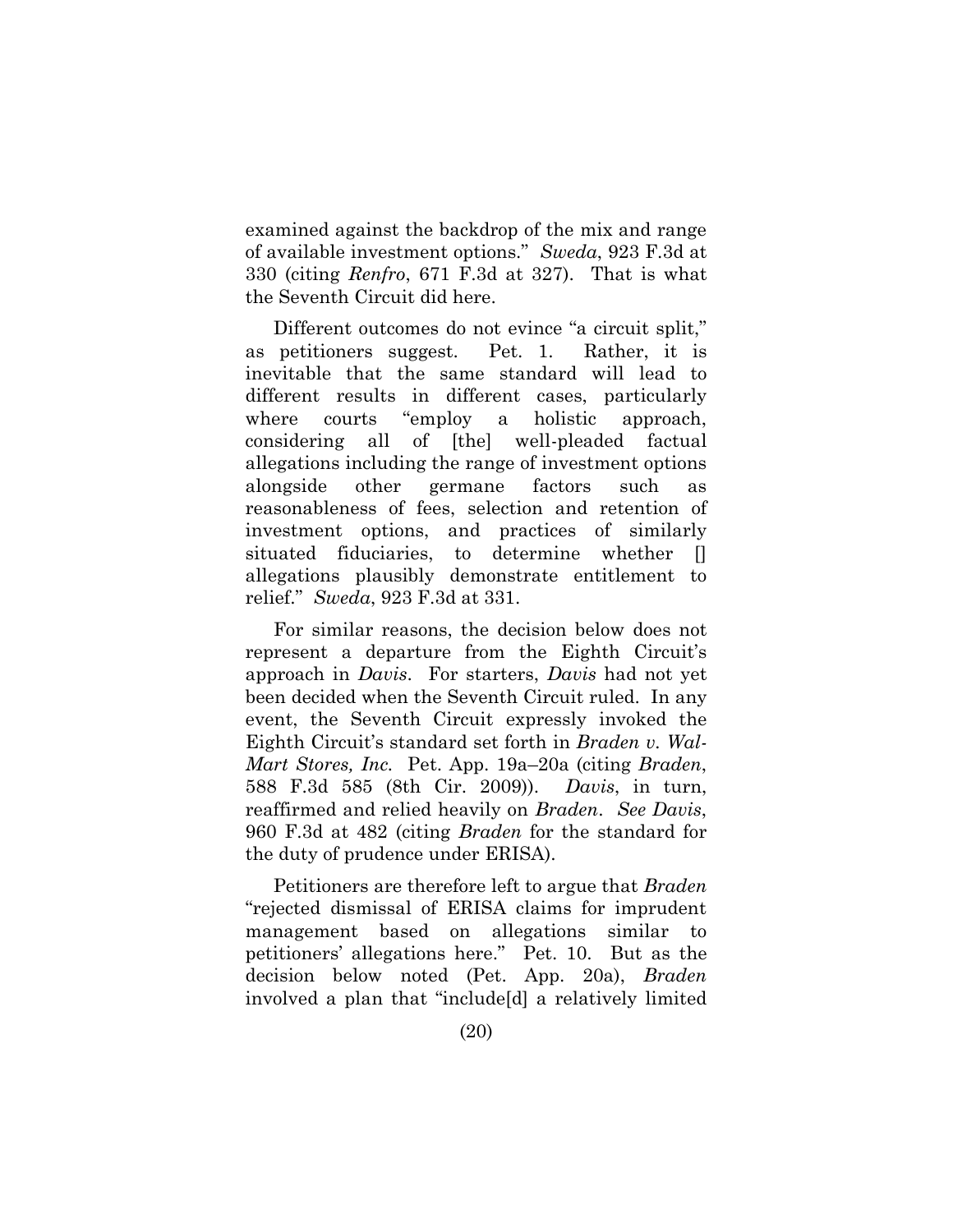examined against the backdrop of the mix and range of available investment options." *Sweda*, 923 F.3d at 330 (citing *Renfro*, 671 F.3d at 327). That is what the Seventh Circuit did here.

Different outcomes do not evince "a circuit split," as petitioners suggest. Pet. 1. Rather, it is inevitable that the same standard will lead to different results in different cases, particularly where courts "employ a holistic approach, considering all of [the] well-pleaded factual allegations including the range of investment options alongside other germane factors such as reasonableness of fees, selection and retention of investment options, and practices of similarly situated fiduciaries, to determine whether [] allegations plausibly demonstrate entitlement to relief." *Sweda*, 923 F.3d at 331.

For similar reasons, the decision below does not represent a departure from the Eighth Circuit's approach in *Davis*. For starters, *Davis* had not yet been decided when the Seventh Circuit ruled. In any event, the Seventh Circuit expressly invoked the Eighth Circuit's standard set forth in *Braden v. Wal-Mart Stores, Inc.* Pet. App. 19a–20a (citing *Braden*, 588 F.3d 585 (8th Cir. 2009)). *Davis*, in turn, reaffirmed and relied heavily on *Braden*. *See Davis*, 960 F.3d at 482 (citing *Braden* for the standard for the duty of prudence under ERISA).

Petitioners are therefore left to argue that *Braden* "rejected dismissal of ERISA claims for imprudent management based on allegations similar to petitioners' allegations here." Pet. 10. But as the decision below noted (Pet. App. 20a), *Braden* involved a plan that "include[d] a relatively limited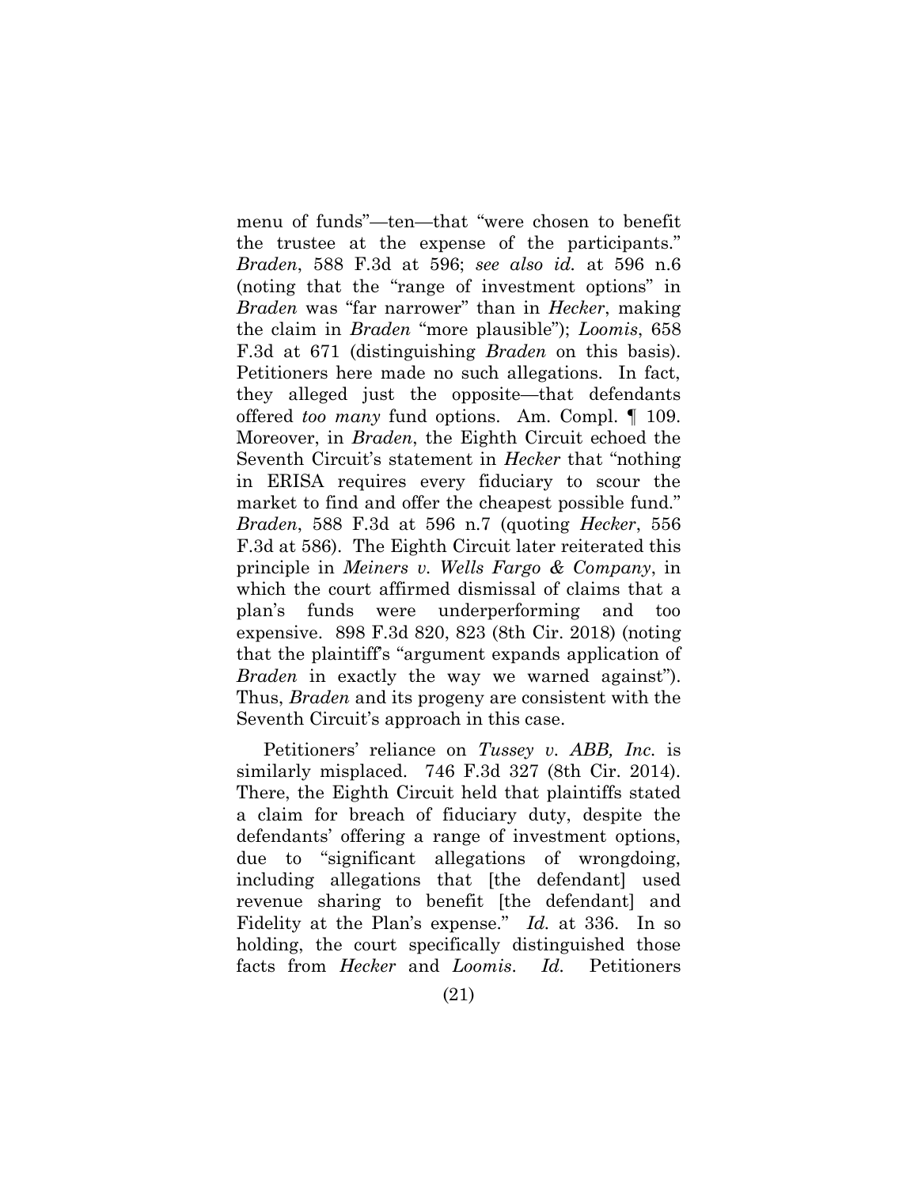menu of funds"—ten—that "were chosen to benefit the trustee at the expense of the participants." *Braden*, 588 F.3d at 596; *see also id.* at 596 n.6 (noting that the "range of investment options" in *Braden* was "far narrower" than in *Hecker*, making the claim in *Braden* "more plausible"); *Loomis*, 658 F.3d at 671 (distinguishing *Braden* on this basis). Petitioners here made no such allegations. In fact, they alleged just the opposite—that defendants offered *too many* fund options. Am. Compl. ¶ 109. Moreover, in *Braden*, the Eighth Circuit echoed the Seventh Circuit's statement in *Hecker* that "nothing in ERISA requires every fiduciary to scour the market to find and offer the cheapest possible fund." *Braden*, 588 F.3d at 596 n.7 (quoting *Hecker*, 556 F.3d at 586). The Eighth Circuit later reiterated this principle in *Meiners v. Wells Fargo & Company*, in which the court affirmed dismissal of claims that a plan's funds were underperforming and too expensive. 898 F.3d 820, 823 (8th Cir. 2018) (noting that the plaintiff's "argument expands application of *Braden* in exactly the way we warned against"). Thus, *Braden* and its progeny are consistent with the Seventh Circuit's approach in this case.

Petitioners' reliance on *Tussey v. ABB, Inc.* is similarly misplaced. 746 F.3d 327 (8th Cir. 2014). There, the Eighth Circuit held that plaintiffs stated a claim for breach of fiduciary duty, despite the defendants' offering a range of investment options, due to "significant allegations of wrongdoing, including allegations that [the defendant] used revenue sharing to benefit [the defendant] and Fidelity at the Plan's expense." *Id.* at 336. In so holding, the court specifically distinguished those facts from *Hecker* and *Loomis*. *Id.* Petitioners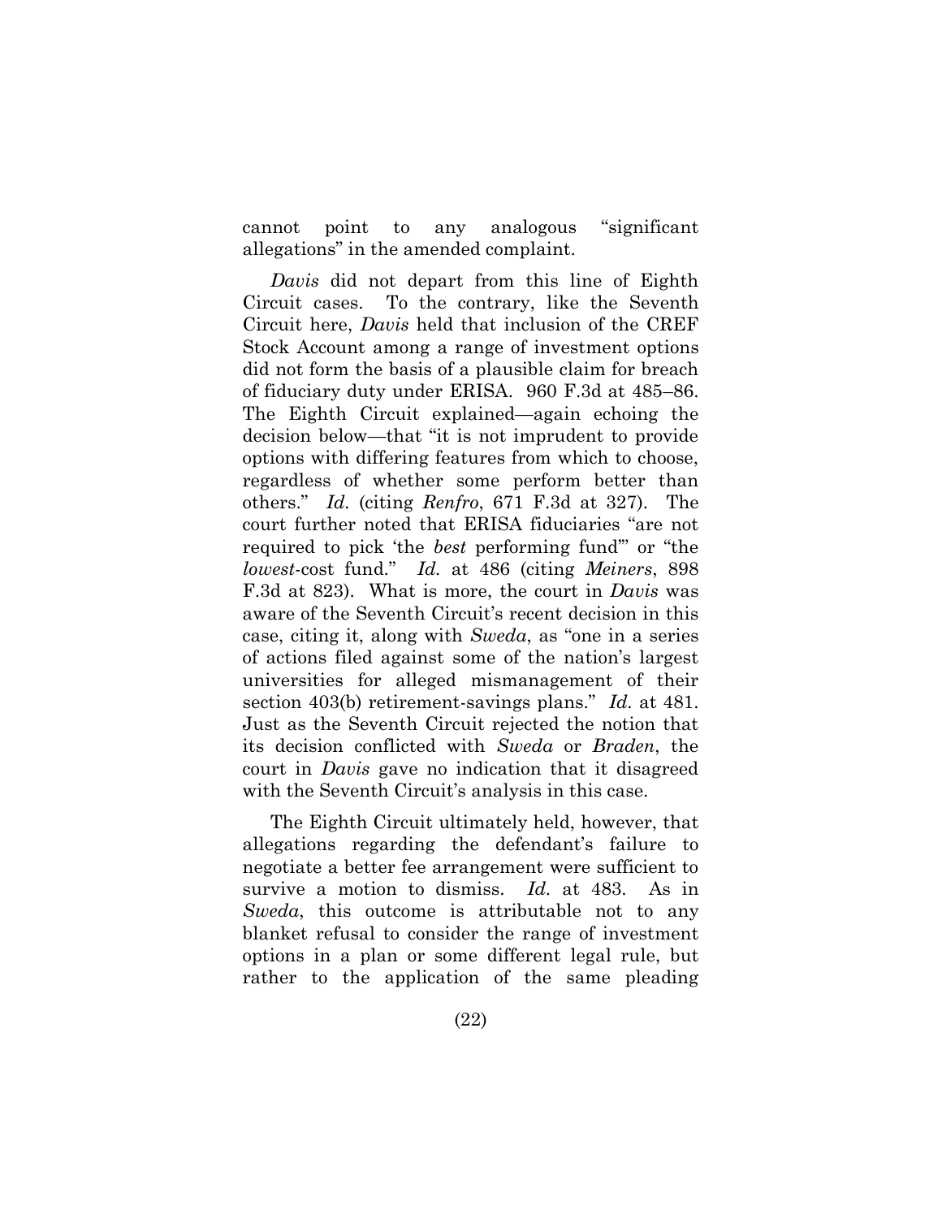cannot point to any analogous "significant allegations" in the amended complaint.

*Davis* did not depart from this line of Eighth Circuit cases. To the contrary, like the Seventh Circuit here, *Davis* held that inclusion of the CREF Stock Account among a range of investment options did not form the basis of a plausible claim for breach of fiduciary duty under ERISA. 960 F.3d at 485–86. The Eighth Circuit explained—again echoing the decision below—that "it is not imprudent to provide options with differing features from which to choose, regardless of whether some perform better than others." *Id.* (citing *Renfro*, 671 F.3d at 327). The court further noted that ERISA fiduciaries "are not required to pick 'the *best* performing fund'" or "the *lowest*-cost fund." *Id.* at 486 (citing *Meiners*, 898 F.3d at 823). What is more, the court in *Davis* was aware of the Seventh Circuit's recent decision in this case, citing it, along with *Sweda*, as "one in a series of actions filed against some of the nation's largest universities for alleged mismanagement of their section 403(b) retirement-savings plans." *Id.* at 481. Just as the Seventh Circuit rejected the notion that its decision conflicted with *Sweda* or *Braden*, the court in *Davis* gave no indication that it disagreed with the Seventh Circuit's analysis in this case.

The Eighth Circuit ultimately held, however, that allegations regarding the defendant's failure to negotiate a better fee arrangement were sufficient to survive a motion to dismiss. *Id.* at 483. As in *Sweda*, this outcome is attributable not to any blanket refusal to consider the range of investment options in a plan or some different legal rule, but rather to the application of the same pleading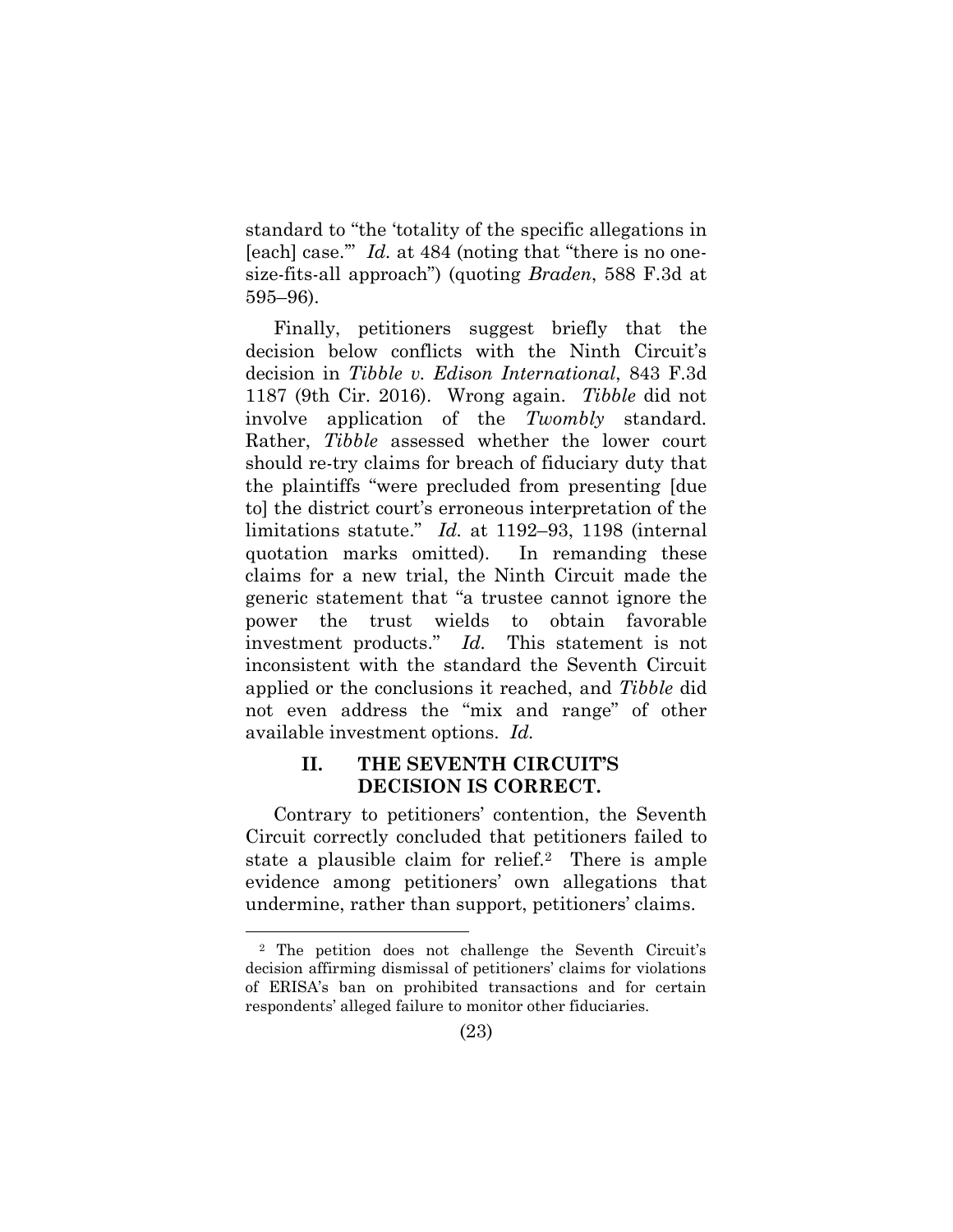standard to "the 'totality of the specific allegations in [each] case.'" *Id.* at 484 (noting that "there is no one-size-fits-all approach") (quoting *Braden*, 588 F.3d at 595–96).

Finally, petitioners suggest briefly that the decision below conflicts with the Ninth Circuit's decision in *Tibble v. Edison International*, 843 F.3d 1187 (9th Cir. 2016). Wrong again. *Tibble* did not involve application of the *Twombly* standard. Rather, *Tibble* assessed whether the lower court should re-try claims for breach of fiduciary duty that the plaintiffs "were precluded from presenting [due to] the district court's erroneous interpretation of the limitations statute." *Id.* at 1192–93, 1198 (internal quotation marks omitted). In remanding these claims for a new trial, the Ninth Circuit made the generic statement that "a trustee cannot ignore the power the trust wields to obtain favorable investment products." *Id.* This statement is not inconsistent with the standard the Seventh Circuit applied or the conclusions it reached, and *Tibble* did not even address the "mix and range" of other available investment options. *Id.*

## II. THE SEVENTH CIRCUIT'S DECISION IS CORRECT.

Contrary to petitioners' contention, the Seventh Circuit correctly concluded that petitioners failed to state a plausible claim for relief.[2] There is ample evidence among petitioners' own allegations that undermine, rather than support, petitioners' claims.

---

[2] The petition does not challenge the Seventh Circuit's decision affirming dismissal of petitioners' claims for violations of ERISA's ban on prohibited transactions and for certain respondents' alleged failure to monitor other fiduciaries.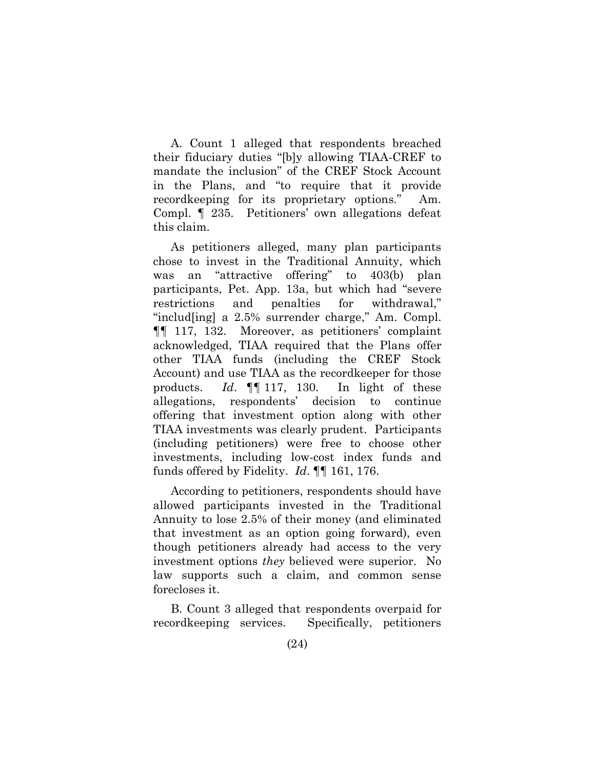A. Count 1 alleged that respondents breached their fiduciary duties "[b]y allowing TIAA-CREF to mandate the inclusion" of the CREF Stock Account in the Plans, and "to require that it provide recordkeeping for its proprietary options." Am. Compl. ¶ 235. Petitioners' own allegations defeat this claim.

As petitioners alleged, many plan participants chose to invest in the Traditional Annuity, which was an "attractive offering" to 403(b) plan participants, Pet. App. 13a, but which had "severe restrictions and penalties for withdrawal," "includ[ing] a 2.5% surrender charge," Am. Compl. ¶¶ 117, 132. Moreover, as petitioners' complaint acknowledged, TIAA required that the Plans offer other TIAA funds (including the CREF Stock Account) and use TIAA as the recordkeeper for those products. *Id*. ¶¶ 117, 130. In light of these allegations, respondents' decision to continue offering that investment option along with other TIAA investments was clearly prudent. Participants (including petitioners) were free to choose other investments, including low-cost index funds and funds offered by Fidelity. *Id*. ¶¶ 161, 176.

According to petitioners, respondents should have allowed participants invested in the Traditional Annuity to lose 2.5% of their money (and eliminated that investment as an option going forward), even though petitioners already had access to the very investment options *they* believed were superior. No law supports such a claim, and common sense forecloses it.

B. Count 3 alleged that respondents overpaid for recordkeeping services. Specifically, petitioners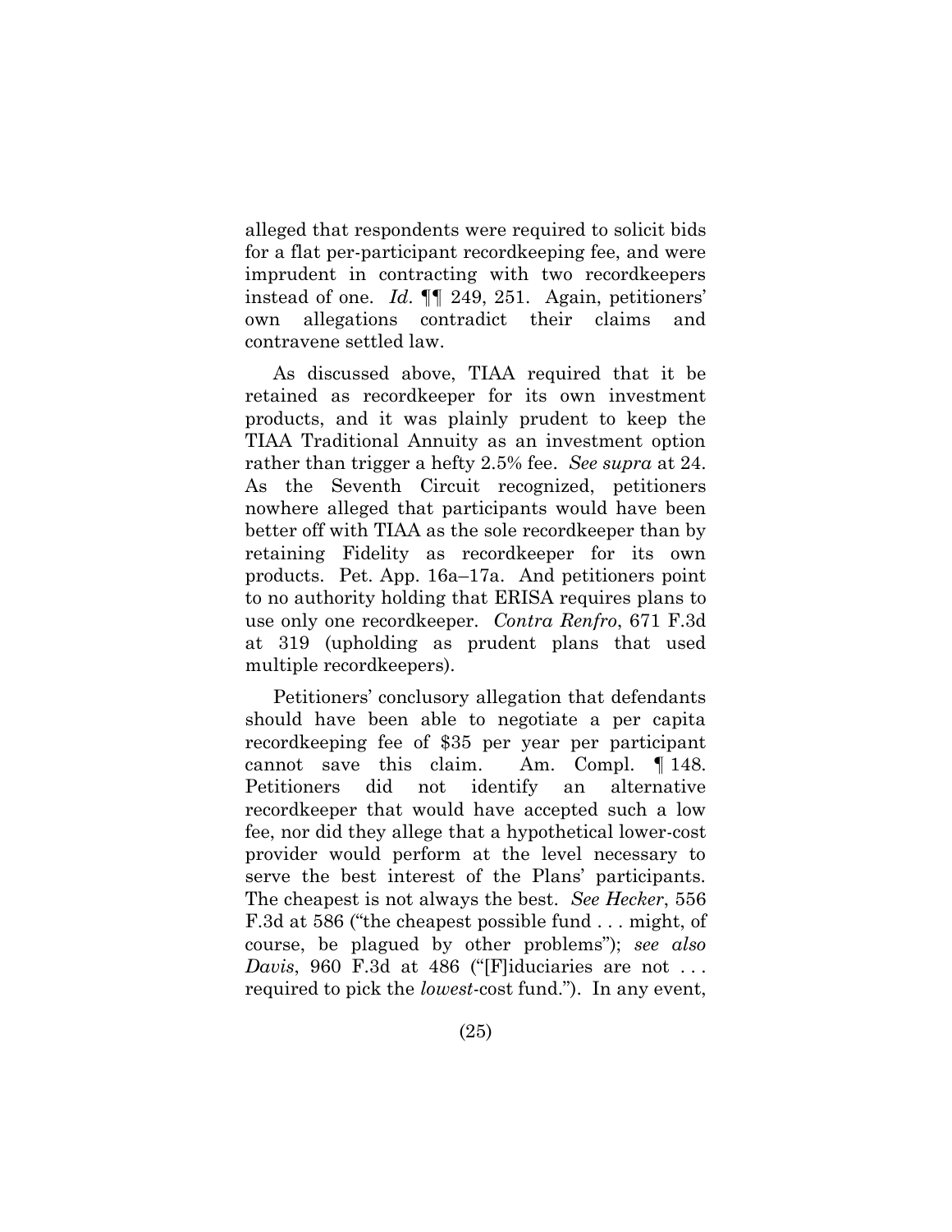alleged that respondents were required to solicit bids for a flat per-participant recordkeeping fee, and were imprudent in contracting with two recordkeepers instead of one. *Id*. ¶¶ 249, 251. Again, petitioners' own allegations contradict their claims and contravene settled law.

As discussed above, TIAA required that it be retained as recordkeeper for its own investment products, and it was plainly prudent to keep the TIAA Traditional Annuity as an investment option rather than trigger a hefty 2.5% fee. *See supra* at 24. As the Seventh Circuit recognized, petitioners nowhere alleged that participants would have been better off with TIAA as the sole recordkeeper than by retaining Fidelity as recordkeeper for its own products. Pet. App. 16a–17a. And petitioners point to no authority holding that ERISA requires plans to use only one recordkeeper. *Contra Renfro*, 671 F.3d at 319 (upholding as prudent plans that used multiple recordkeepers).

Petitioners' conclusory allegation that defendants should have been able to negotiate a per capita recordkeeping fee of $35 per year per participant cannot save this claim. Am. Compl. ¶ 148. Petitioners did not identify an alternative recordkeeper that would have accepted such a low fee, nor did they allege that a hypothetical lower-cost provider would perform at the level necessary to serve the best interest of the Plans' participants. The cheapest is not always the best. *See Hecker*, 556 F.3d at 586 ("the cheapest possible fund . . . might, of course, be plagued by other problems"); *see also Davis*, 960 F.3d at 486 ("[F]iduciaries are not . . . required to pick the *lowest*-cost fund."). In any event,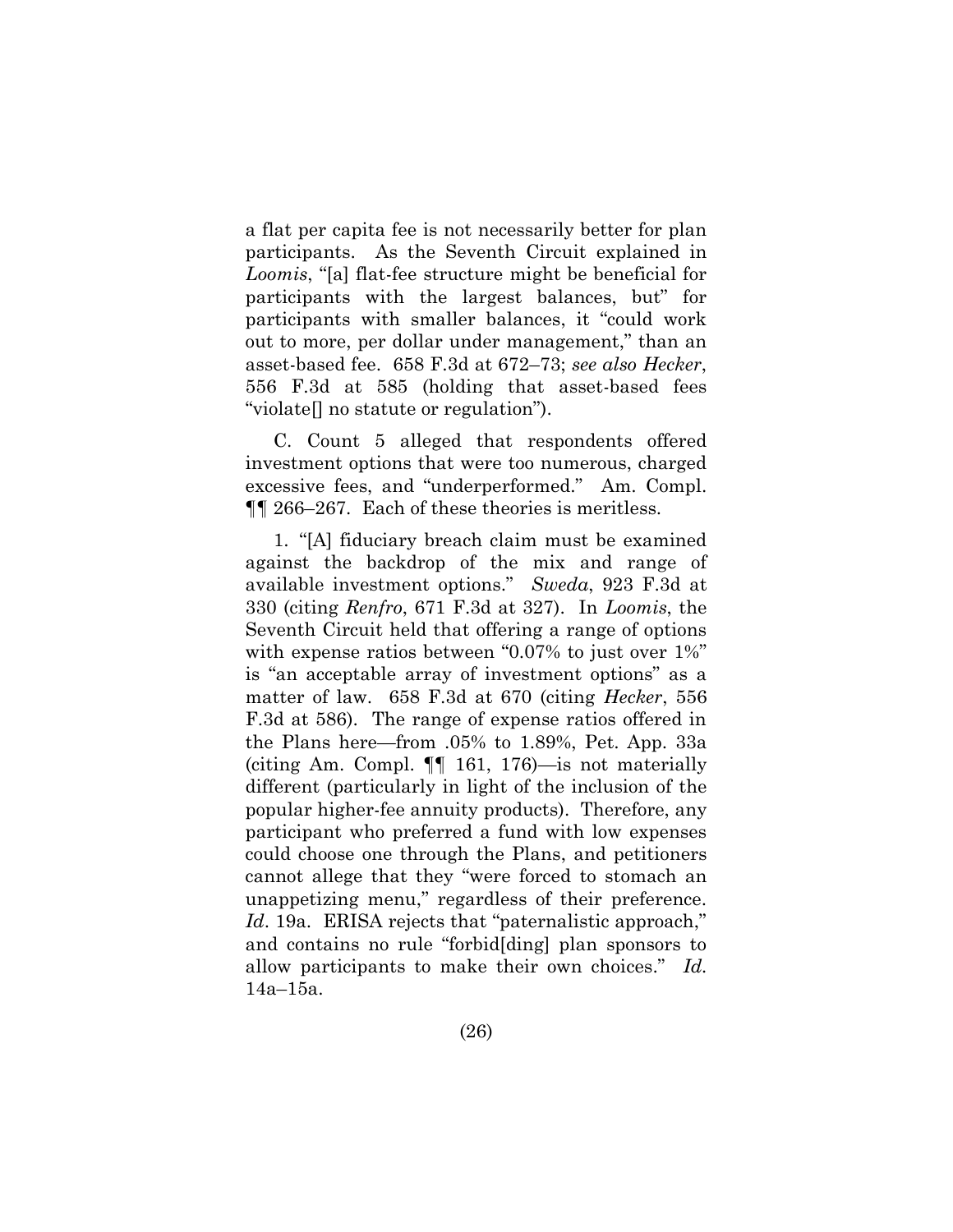a flat per capita fee is not necessarily better for plan participants. As the Seventh Circuit explained in *Loomis*, "[a] flat-fee structure might be beneficial for participants with the largest balances, but" for participants with smaller balances, it "could work out to more, per dollar under management," than an asset-based fee. 658 F.3d at 672–73; *see also Hecker*, 556 F.3d at 585 (holding that asset-based fees "violate[] no statute or regulation").

C. Count 5 alleged that respondents offered investment options that were too numerous, charged excessive fees, and "underperformed." Am. Compl. ¶¶ 266–267. Each of these theories is meritless.

1. "[A] fiduciary breach claim must be examined against the backdrop of the mix and range of available investment options." *Sweda*, 923 F.3d at 330 (citing *Renfro*, 671 F.3d at 327). In *Loomis*, the Seventh Circuit held that offering a range of options with expense ratios between "0.07% to just over 1%" is "an acceptable array of investment options" as a matter of law. 658 F.3d at 670 (citing *Hecker*, 556 F.3d at 586). The range of expense ratios offered in the Plans here—from .05% to 1.89%, Pet. App. 33a (citing Am. Compl. ¶¶ 161, 176)—is not materially different (particularly in light of the inclusion of the popular higher-fee annuity products). Therefore, any participant who preferred a fund with low expenses could choose one through the Plans, and petitioners cannot allege that they "were forced to stomach an unappetizing menu," regardless of their preference. *Id*. 19a. ERISA rejects that "paternalistic approach," and contains no rule "forbid[ding] plan sponsors to allow participants to make their own choices." *Id*. 14a–15a.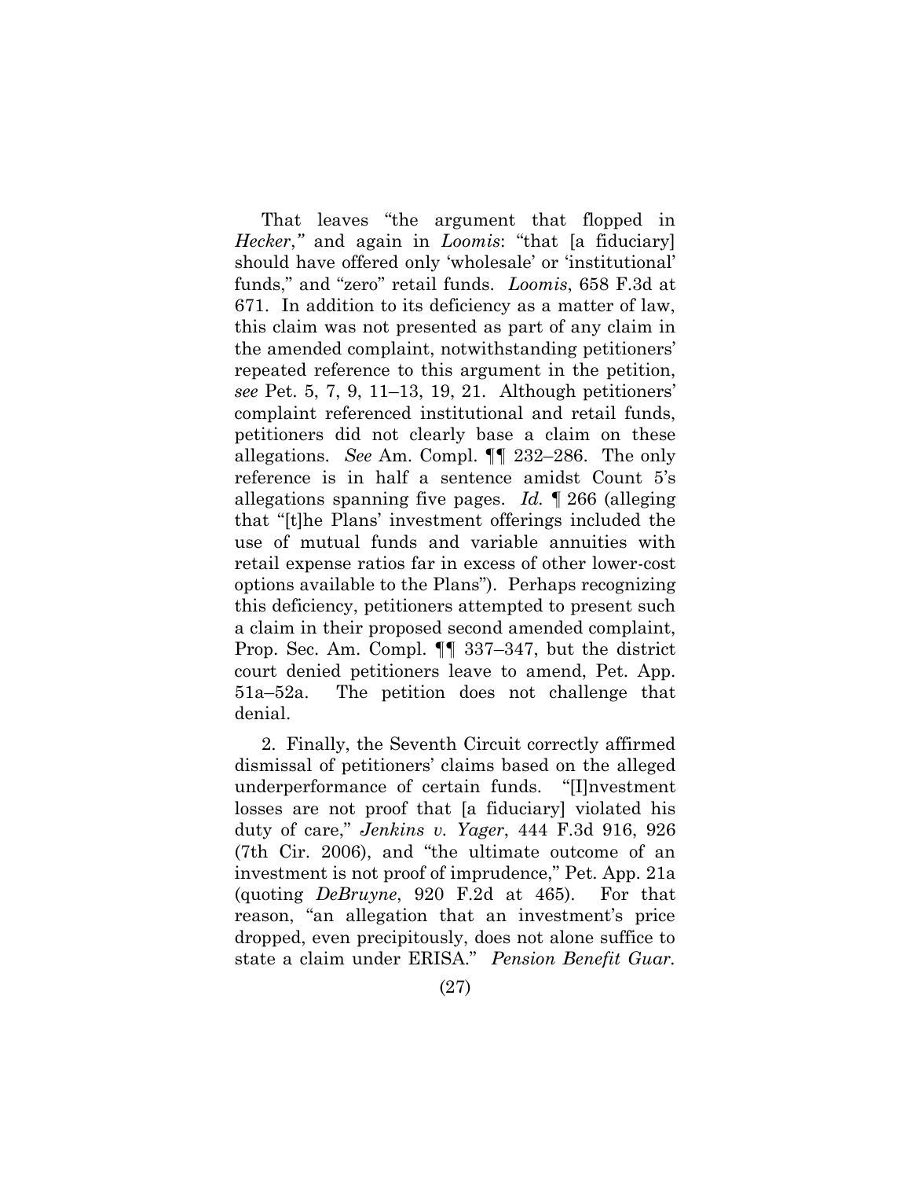That leaves "the argument that flopped in *Hecker*," and again in *Loomis*: "that [a fiduciary] should have offered only 'wholesale' or 'institutional' funds," and "zero" retail funds. *Loomis*, 658 F.3d at 671. In addition to its deficiency as a matter of law, this claim was not presented as part of any claim in the amended complaint, notwithstanding petitioners' repeated reference to this argument in the petition, *see* Pet. 5, 7, 9, 11–13, 19, 21. Although petitioners' complaint referenced institutional and retail funds, petitioners did not clearly base a claim on these allegations. *See* Am. Compl. ¶¶ 232–286. The only reference is in half a sentence amidst Count 5's allegations spanning five pages. *Id.* ¶ 266 (alleging that "[t]he Plans' investment offerings included the use of mutual funds and variable annuities with retail expense ratios far in excess of other lower-cost options available to the Plans"). Perhaps recognizing this deficiency, petitioners attempted to present such a claim in their proposed second amended complaint, Prop. Sec. Am. Compl. ¶¶ 337–347, but the district court denied petitioners leave to amend, Pet. App. 51a–52a. The petition does not challenge that denial.

2. Finally, the Seventh Circuit correctly affirmed dismissal of petitioners' claims based on the alleged underperformance of certain funds. "[I]nvestment losses are not proof that [a fiduciary] violated his duty of care," *Jenkins v. Yager*, 444 F.3d 916, 926 (7th Cir. 2006), and "the ultimate outcome of an investment is not proof of imprudence," Pet. App. 21a (quoting *DeBruyne*, 920 F.2d at 465). For that reason, "an allegation that an investment's price dropped, even precipitously, does not alone suffice to state a claim under ERISA." *Pension Benefit Guar.*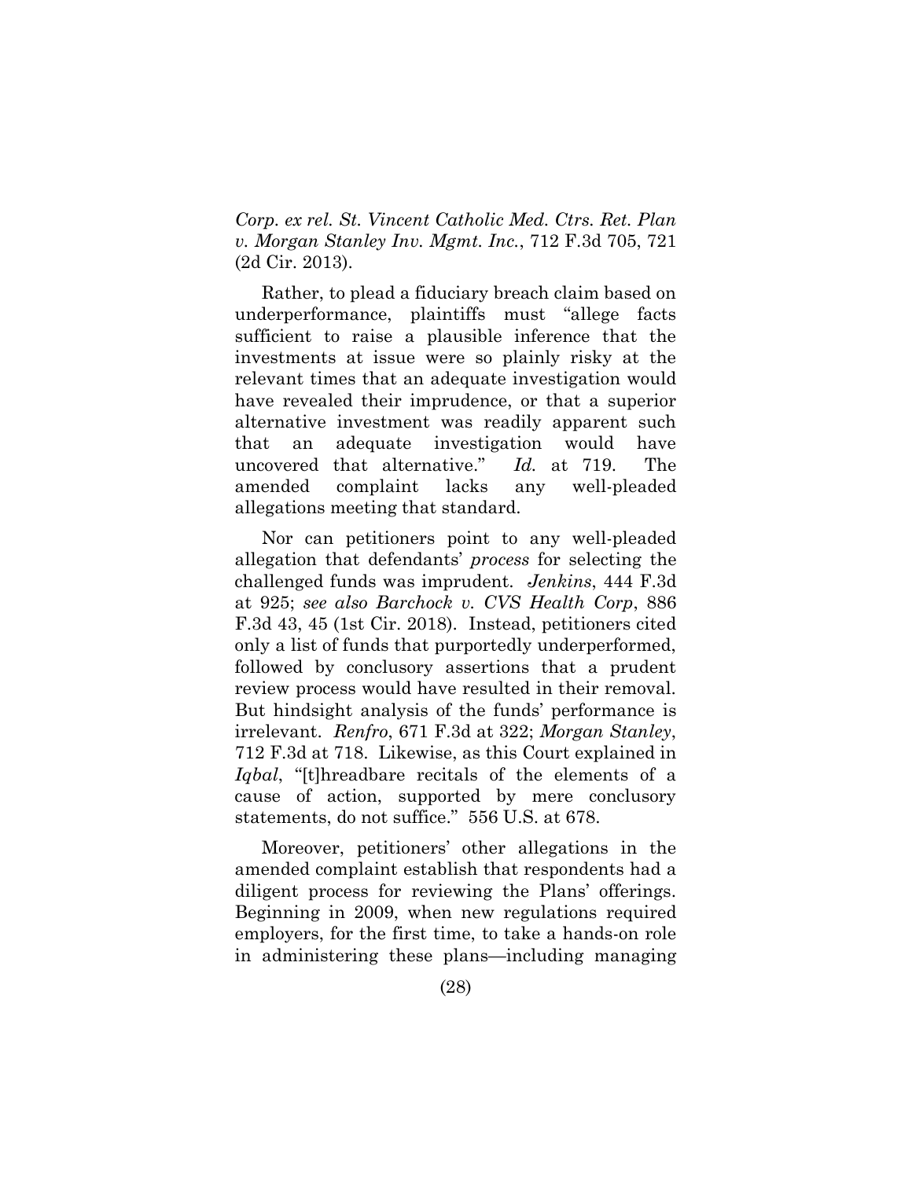*Corp. ex rel. St. Vincent Catholic Med. Ctrs. Ret. Plan v. Morgan Stanley Inv. Mgmt. Inc.*, 712 F.3d 705, 721 (2d Cir. 2013).

Rather, to plead a fiduciary breach claim based on underperformance, plaintiffs must "allege facts sufficient to raise a plausible inference that the investments at issue were so plainly risky at the relevant times that an adequate investigation would have revealed their imprudence, or that a superior alternative investment was readily apparent such that an adequate investigation would have uncovered that alternative." *Id.* at 719. The amended complaint lacks any well-pleaded allegations meeting that standard.

Nor can petitioners point to any well-pleaded allegation that defendants' *process* for selecting the challenged funds was imprudent. *Jenkins*, 444 F.3d at 925; *see also Barchock v. CVS Health Corp*, 886 F.3d 43, 45 (1st Cir. 2018). Instead, petitioners cited only a list of funds that purportedly underperformed, followed by conclusory assertions that a prudent review process would have resulted in their removal. But hindsight analysis of the funds' performance is irrelevant. *Renfro*, 671 F.3d at 322; *Morgan Stanley*, 712 F.3d at 718. Likewise, as this Court explained in *Iqbal*, "[t]hreadbare recitals of the elements of a cause of action, supported by mere conclusory statements, do not suffice." 556 U.S. at 678.

Moreover, petitioners' other allegations in the amended complaint establish that respondents had a diligent process for reviewing the Plans' offerings. Beginning in 2009, when new regulations required employers, for the first time, to take a hands-on role in administering these plans—including managing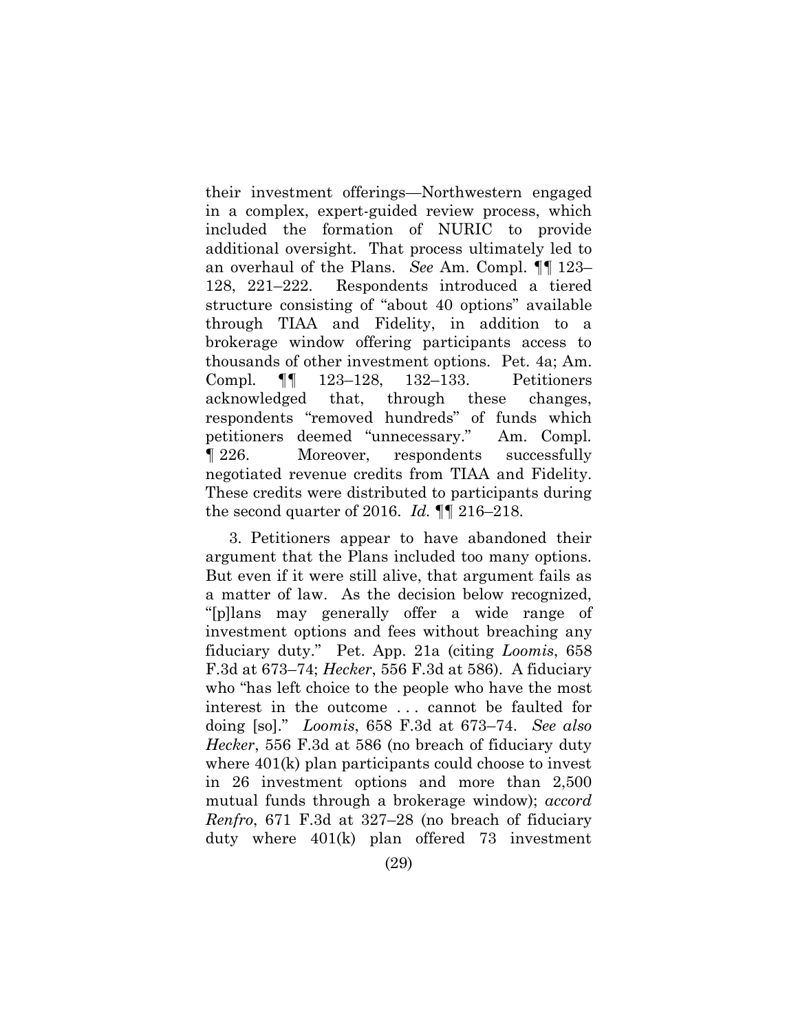their investment offerings—Northwestern engaged in a complex, expert-guided review process, which included the formation of NURIC to provide additional oversight. That process ultimately led to an overhaul of the Plans. *See* Am. Compl. ¶¶ 123–128, 221–222. Respondents introduced a tiered structure consisting of "about 40 options" available through TIAA and Fidelity, in addition to a brokerage window offering participants access to thousands of other investment options. Pet. 4a; Am. Compl. ¶¶ 123–128, 132–133. Petitioners acknowledged that, through these changes, respondents "removed hundreds" of funds which petitioners deemed "unnecessary." Am. Compl. ¶ 226. Moreover, respondents successfully negotiated revenue credits from TIAA and Fidelity. These credits were distributed to participants during the second quarter of 2016. *Id.* ¶¶ 216–218.

3. Petitioners appear to have abandoned their argument that the Plans included too many options. But even if it were still alive, that argument fails as a matter of law. As the decision below recognized, "[p]lans may generally offer a wide range of investment options and fees without breaching any fiduciary duty." Pet. App. 21a (citing *Loomis*, 658 F.3d at 673–74; *Hecker*, 556 F.3d at 586). A fiduciary who "has left choice to the people who have the most interest in the outcome . . . cannot be faulted for doing [so]." *Loomis*, 658 F.3d at 673–74. *See also Hecker*, 556 F.3d at 586 (no breach of fiduciary duty where 401(k) plan participants could choose to invest in 26 investment options and more than 2,500 mutual funds through a brokerage window); *accord Renfro*, 671 F.3d at 327–28 (no breach of fiduciary duty where 401(k) plan offered 73 investment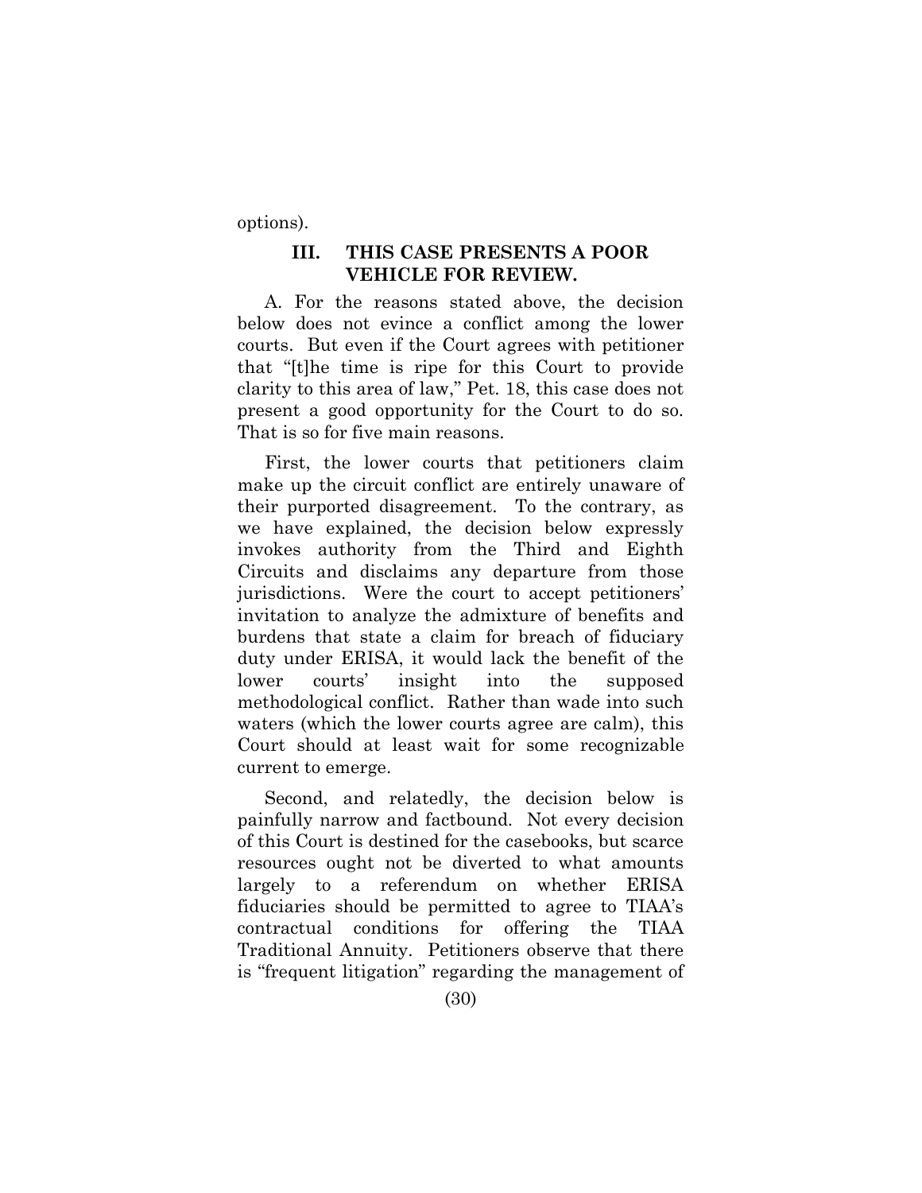options).

## III. THIS CASE PRESENTS A POOR VEHICLE FOR REVIEW.

A. For the reasons stated above, the decision below does not evince a conflict among the lower courts. But even if the Court agrees with petitioner that "[t]he time is ripe for this Court to provide clarity to this area of law," Pet. 18, this case does not present a good opportunity for the Court to do so. That is so for five main reasons.

First, the lower courts that petitioners claim make up the circuit conflict are entirely unaware of their purported disagreement. To the contrary, as we have explained, the decision below expressly invokes authority from the Third and Eighth Circuits and disclaims any departure from those jurisdictions. Were the court to accept petitioners' invitation to analyze the admixture of benefits and burdens that state a claim for breach of fiduciary duty under ERISA, it would lack the benefit of the lower courts' insight into the supposed methodological conflict. Rather than wade into such waters (which the lower courts agree are calm), this Court should at least wait for some recognizable current to emerge.

Second, and relatedly, the decision below is painfully narrow and factbound. Not every decision of this Court is destined for the casebooks, but scarce resources ought not be diverted to what amounts largely to a referendum on whether ERISA fiduciaries should be permitted to agree to TIAA's contractual conditions for offering the TIAA Traditional Annuity. Petitioners observe that there is "frequent litigation" regarding the management of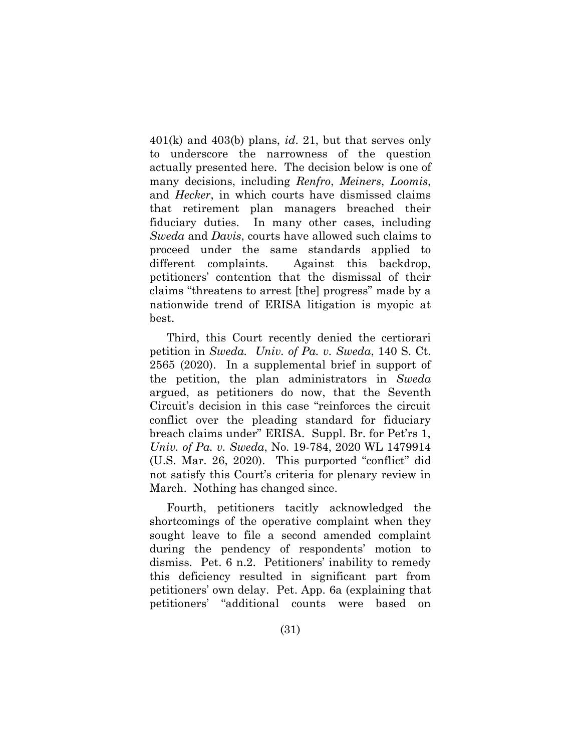401(k) and 403(b) plans, *id*. 21, but that serves only to underscore the narrowness of the question actually presented here. The decision below is one of many decisions, including *Renfro*, *Meiners*, *Loomis*, and *Hecker*, in which courts have dismissed claims that retirement plan managers breached their fiduciary duties. In many other cases, including *Sweda* and *Davis*, courts have allowed such claims to proceed under the same standards applied to different complaints. Against this backdrop, petitioners' contention that the dismissal of their claims "threatens to arrest [the] progress" made by a nationwide trend of ERISA litigation is myopic at best.

Third, this Court recently denied the certiorari petition in *Sweda*. *Univ. of Pa. v. Sweda*, 140 S. Ct. 2565 (2020). In a supplemental brief in support of the petition, the plan administrators in *Sweda* argued, as petitioners do now, that the Seventh Circuit's decision in this case "reinforces the circuit conflict over the pleading standard for fiduciary breach claims under" ERISA. Suppl. Br. for Pet'rs 1, *Univ. of Pa. v. Sweda*, No. 19-784, 2020 WL 1479914 (U.S. Mar. 26, 2020). This purported "conflict" did not satisfy this Court's criteria for plenary review in March. Nothing has changed since.

Fourth, petitioners tacitly acknowledged the shortcomings of the operative complaint when they sought leave to file a second amended complaint during the pendency of respondents' motion to dismiss. Pet. 6 n.2. Petitioners' inability to remedy this deficiency resulted in significant part from petitioners' own delay. Pet. App. 6a (explaining that petitioners' "additional counts were based on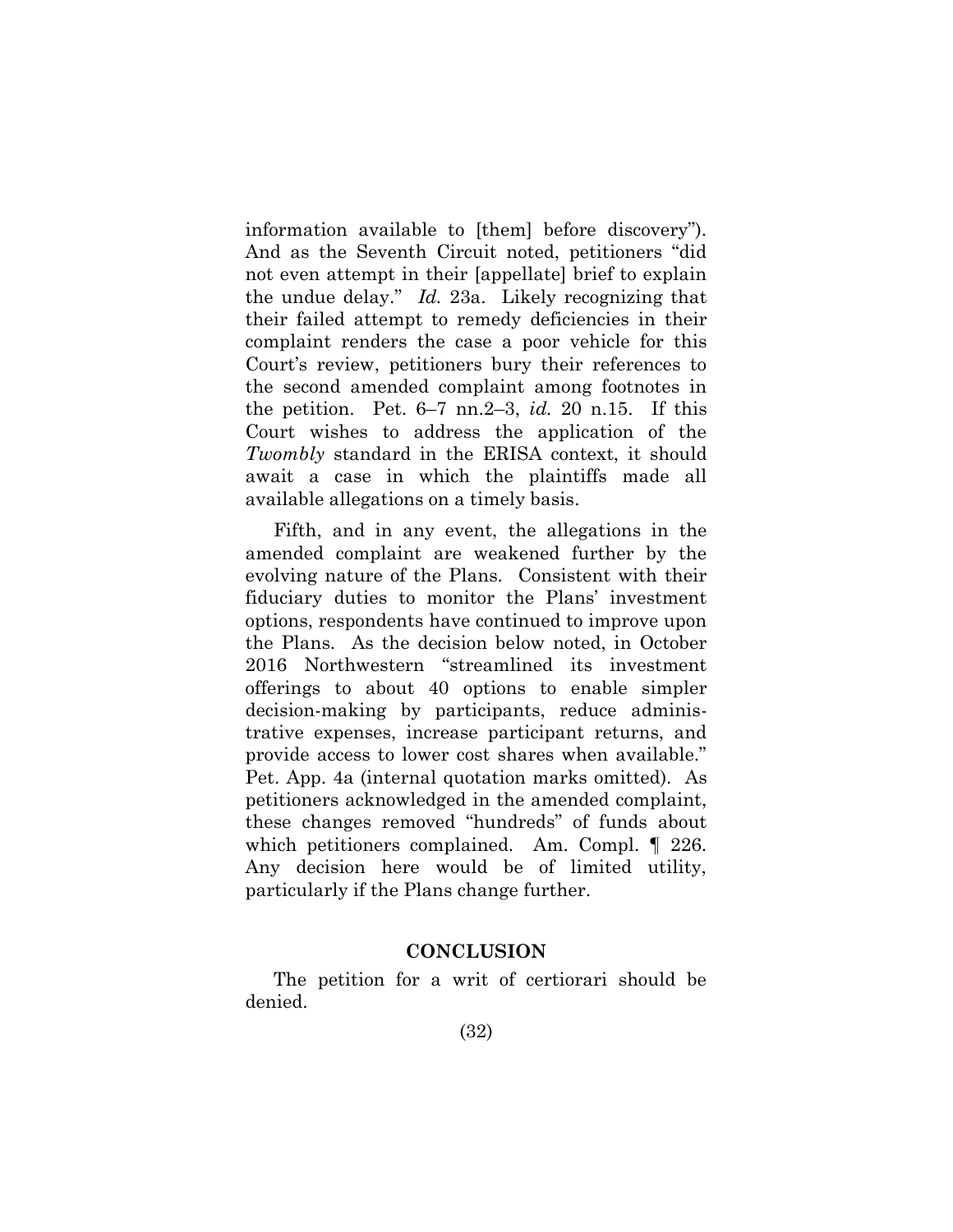information available to [them] before discovery"). And as the Seventh Circuit noted, petitioners "did not even attempt in their [appellate] brief to explain the undue delay." *Id.* 23a. Likely recognizing that their failed attempt to remedy deficiencies in their complaint renders the case a poor vehicle for this Court's review, petitioners bury their references to the second amended complaint among footnotes in the petition. Pet. 6–7 nn.2–3, *id.* 20 n.15. If this Court wishes to address the application of the *Twombly* standard in the ERISA context, it should await a case in which the plaintiffs made all available allegations on a timely basis.

Fifth, and in any event, the allegations in the amended complaint are weakened further by the evolving nature of the Plans. Consistent with their fiduciary duties to monitor the Plans' investment options, respondents have continued to improve upon the Plans. As the decision below noted, in October 2016 Northwestern "streamlined its investment offerings to about 40 options to enable simpler decision-making by participants, reduce administrative expenses, increase participant returns, and provide access to lower cost shares when available." Pet. App. 4a (internal quotation marks omitted). As petitioners acknowledged in the amended complaint, these changes removed "hundreds" of funds about which petitioners complained. Am. Compl. ¶ 226. Any decision here would be of limited utility, particularly if the Plans change further.

## CONCLUSION

The petition for a writ of certiorari should be denied.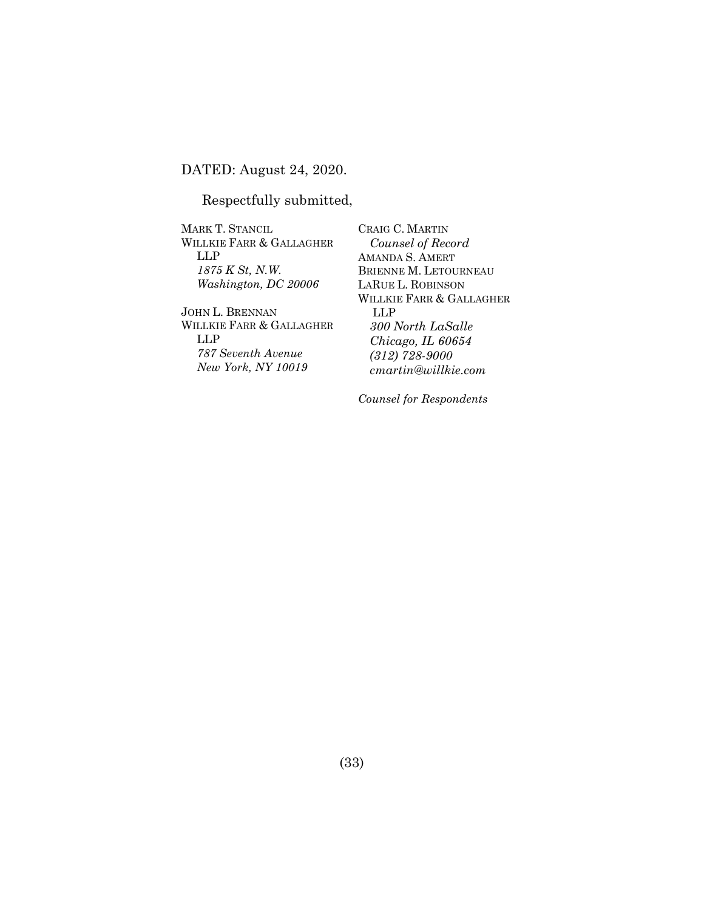DATED: August 24, 2020.

Respectfully submitted,

MARK T. STANCIL
WILLKIE FARR & GALLAGHER LLP
*1875 K St, N.W.*
*Washington, DC 20006*

JOHN L. BRENNAN
WILLKIE FARR & GALLAGHER LLP
*787 Seventh Avenue*
*New York, NY 10019*

CRAIG C. MARTIN
*Counsel of Record*
AMANDA S. AMERT
BRIENNE M. LETOURNEAU
LARUE L. ROBINSON
WILLKIE FARR & GALLAGHER LLP
*300 North LaSalle*
*Chicago, IL 60654*
*(312) 728-9000*
*cmartin@willkie.com*

*Counsel for Respondents*